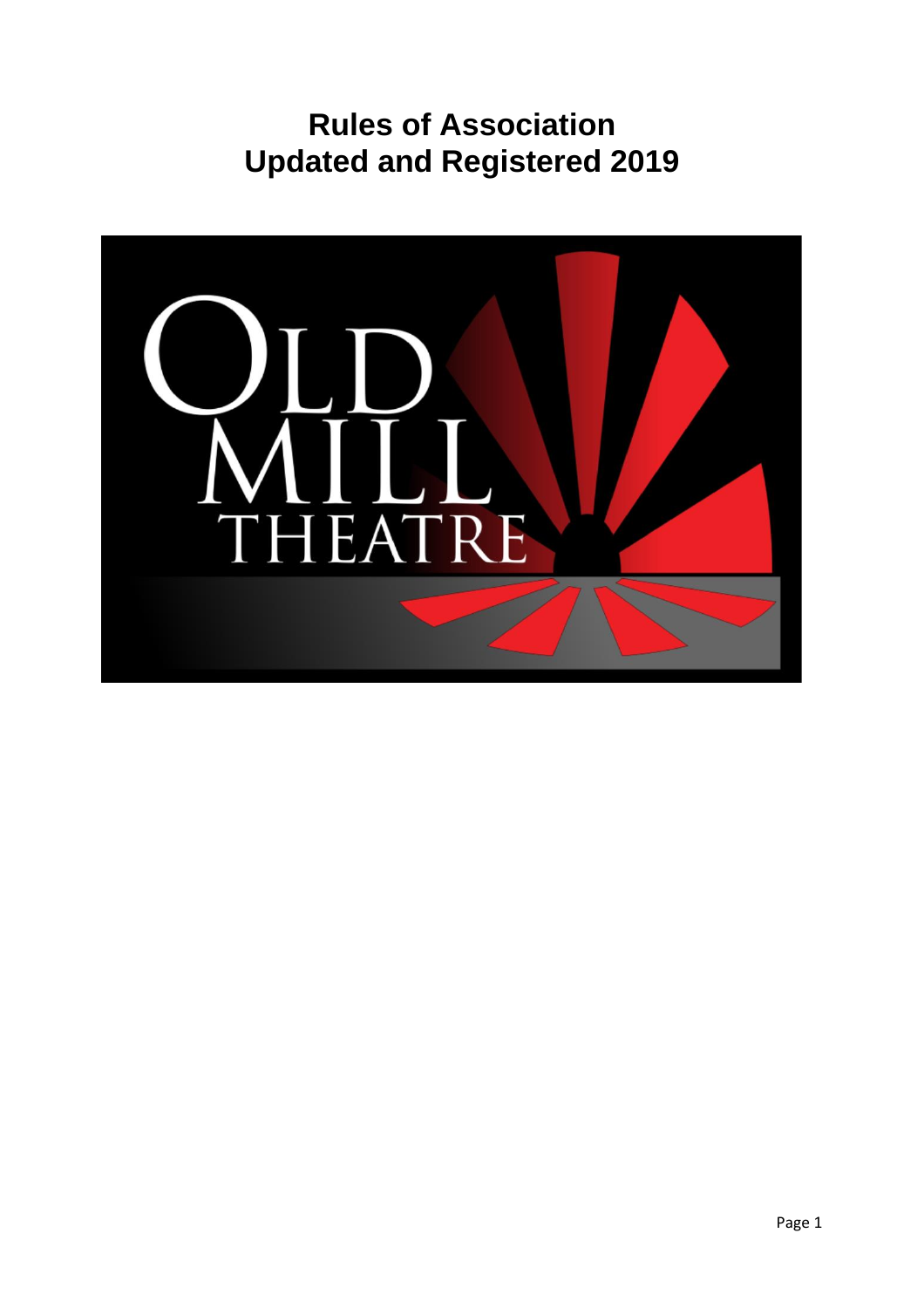# Rules of Association
# Updated and Registered 2019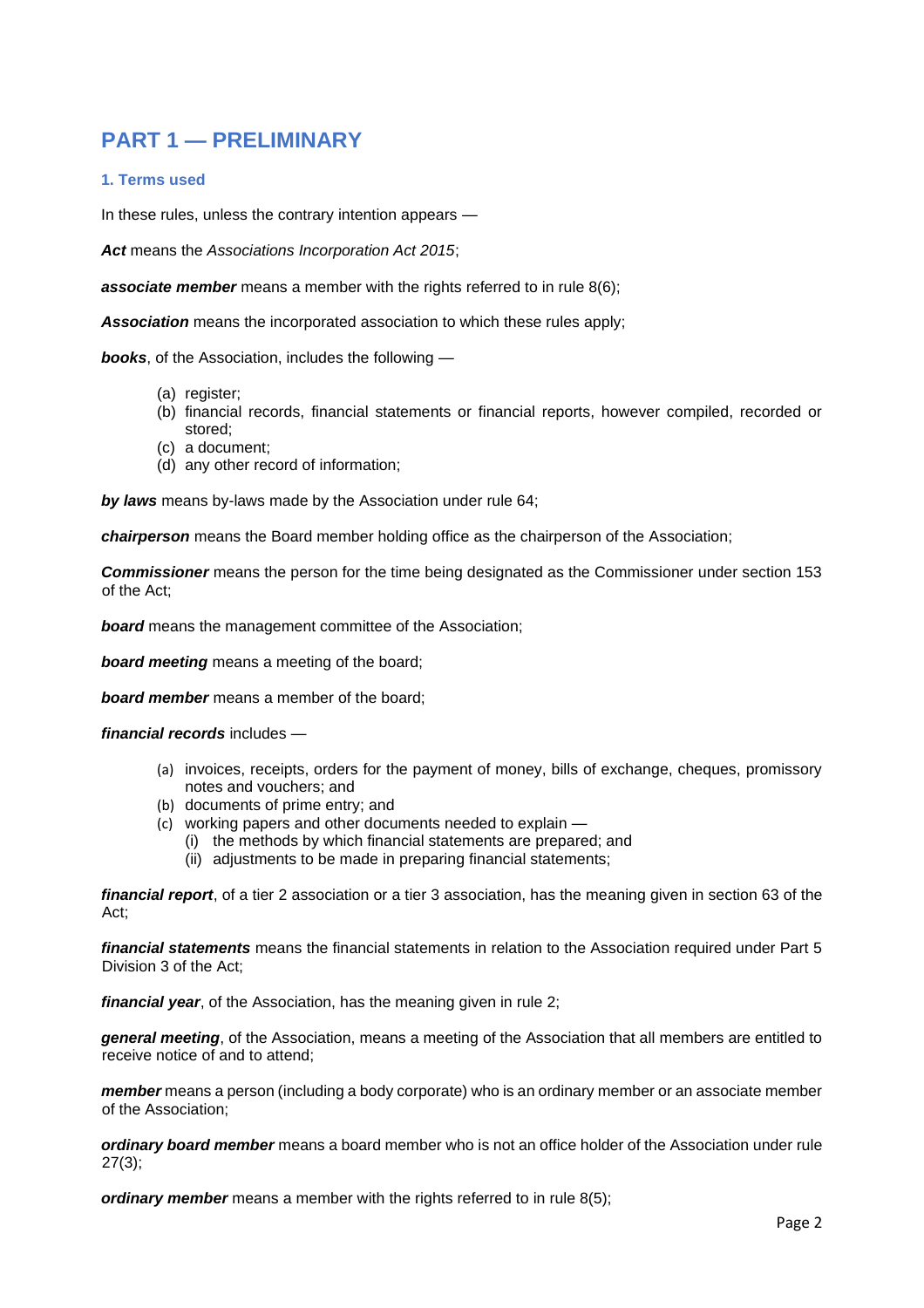# PART 1 — PRELIMINARY

### 1. Terms used

In these rules, unless the contrary intention appears —

***Act*** means the *Associations Incorporation Act 2015*;

***associate member*** means a member with the rights referred to in rule 8(6);

***Association*** means the incorporated association to which these rules apply;

***books***, of the Association, includes the following —

- (a) register;
- (b) financial records, financial statements or financial reports, however compiled, recorded or stored;
- (c) a document;
- (d) any other record of information;

***by laws*** means by-laws made by the Association under rule 64;

***chairperson*** means the Board member holding office as the chairperson of the Association;

***Commissioner*** means the person for the time being designated as the Commissioner under section 153 of the Act;

***board*** means the management committee of the Association;

***board meeting*** means a meeting of the board;

***board member*** means a member of the board;

***financial records*** includes —

- (a) invoices, receipts, orders for the payment of money, bills of exchange, cheques, promissory notes and vouchers; and
- (b) documents of prime entry; and
- (c) working papers and other documents needed to explain —
  - (i) the methods by which financial statements are prepared; and
  - (ii) adjustments to be made in preparing financial statements;

***financial report***, of a tier 2 association or a tier 3 association, has the meaning given in section 63 of the Act;

***financial statements*** means the financial statements in relation to the Association required under Part 5 Division 3 of the Act;

***financial year***, of the Association, has the meaning given in rule 2;

***general meeting***, of the Association, means a meeting of the Association that all members are entitled to receive notice of and to attend;

***member*** means a person (including a body corporate) who is an ordinary member or an associate member of the Association;

***ordinary board member*** means a board member who is not an office holder of the Association under rule 27(3);

***ordinary member*** means a member with the rights referred to in rule 8(5);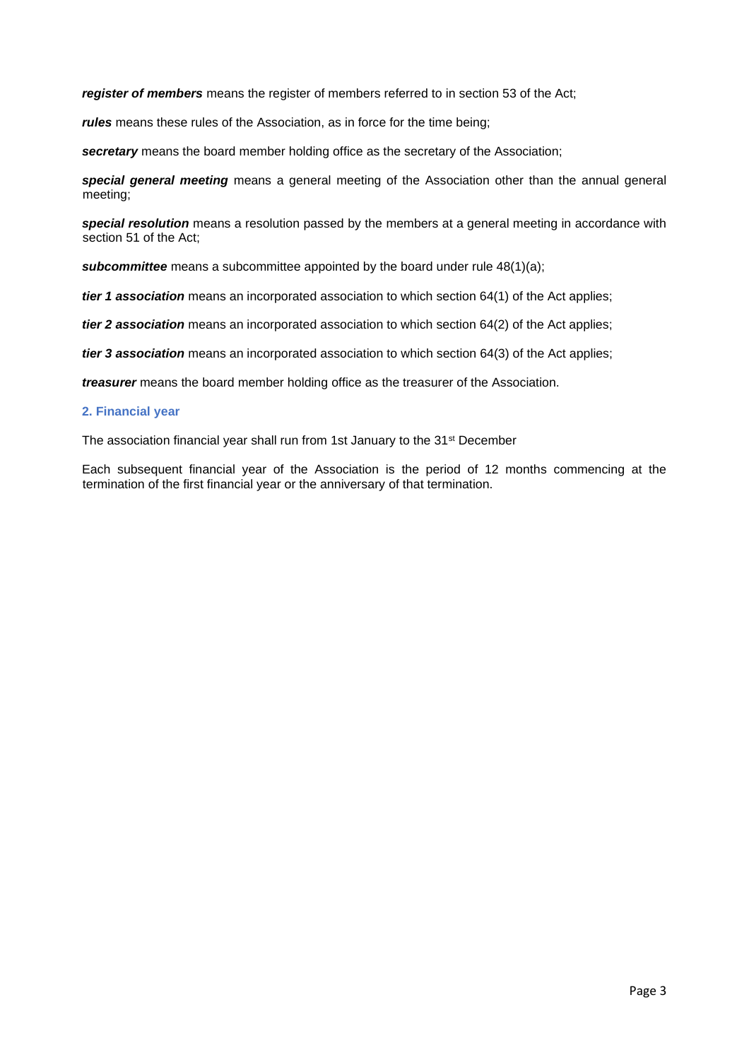***register of members*** means the register of members referred to in section 53 of the Act;

***rules*** means these rules of the Association, as in force for the time being;

***secretary*** means the board member holding office as the secretary of the Association;

***special general meeting*** means a general meeting of the Association other than the annual general meeting;

***special resolution*** means a resolution passed by the members at a general meeting in accordance with section 51 of the Act;

***subcommittee*** means a subcommittee appointed by the board under rule 48(1)(a);

***tier 1 association*** means an incorporated association to which section 64(1) of the Act applies;

***tier 2 association*** means an incorporated association to which section 64(2) of the Act applies;

***tier 3 association*** means an incorporated association to which section 64(3) of the Act applies;

***treasurer*** means the board member holding office as the treasurer of the Association.

## 2. Financial year

The association financial year shall run from 1st January to the 31st December

Each subsequent financial year of the Association is the period of 12 months commencing at the termination of the first financial year or the anniversary of that termination.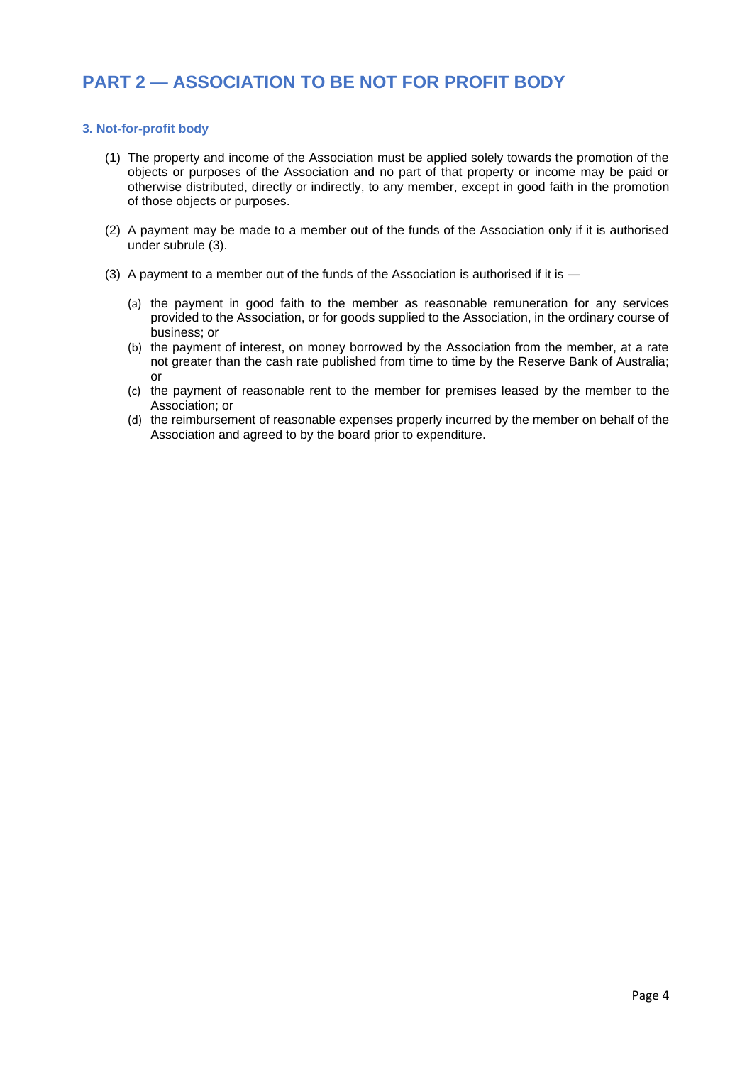# PART 2 — ASSOCIATION TO BE NOT FOR PROFIT BODY

### 3. Not-for-profit body

(1) The property and income of the Association must be applied solely towards the promotion of the objects or purposes of the Association and no part of that property or income may be paid or otherwise distributed, directly or indirectly, to any member, except in good faith in the promotion of those objects or purposes.

(2) A payment may be made to a member out of the funds of the Association only if it is authorised under subrule (3).

(3) A payment to a member out of the funds of the Association is authorised if it is —

- (a) the payment in good faith to the member as reasonable remuneration for any services provided to the Association, or for goods supplied to the Association, in the ordinary course of business; or
- (b) the payment of interest, on money borrowed by the Association from the member, at a rate not greater than the cash rate published from time to time by the Reserve Bank of Australia; or
- (c) the payment of reasonable rent to the member for premises leased by the member to the Association; or
- (d) the reimbursement of reasonable expenses properly incurred by the member on behalf of the Association and agreed to by the board prior to expenditure.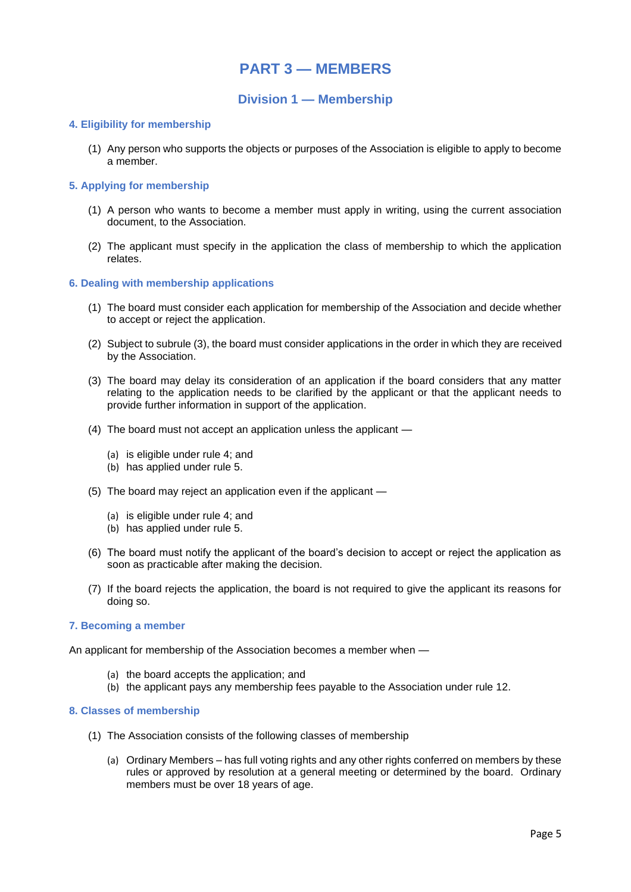# PART 3 — MEMBERS

## Division 1 — Membership

### 4. Eligibility for membership

(1) Any person who supports the objects or purposes of the Association is eligible to apply to become a member.

### 5. Applying for membership

(1) A person who wants to become a member must apply in writing, using the current association document, to the Association.

(2) The applicant must specify in the application the class of membership to which the application relates.

### 6. Dealing with membership applications

(1) The board must consider each application for membership of the Association and decide whether to accept or reject the application.

(2) Subject to subrule (3), the board must consider applications in the order in which they are received by the Association.

(3) The board may delay its consideration of an application if the board considers that any matter relating to the application needs to be clarified by the applicant or that the applicant needs to provide further information in support of the application.

(4) The board must not accept an application unless the applicant —

- (a) is eligible under rule 4; and
- (b) has applied under rule 5.

(5) The board may reject an application even if the applicant —

- (a) is eligible under rule 4; and
- (b) has applied under rule 5.

(6) The board must notify the applicant of the board's decision to accept or reject the application as soon as practicable after making the decision.

(7) If the board rejects the application, the board is not required to give the applicant its reasons for doing so.

### 7. Becoming a member

An applicant for membership of the Association becomes a member when —

- (a) the board accepts the application; and
- (b) the applicant pays any membership fees payable to the Association under rule 12.

### 8. Classes of membership

(1) The Association consists of the following classes of membership

- (a) Ordinary Members – has full voting rights and any other rights conferred on members by these rules or approved by resolution at a general meeting or determined by the board. Ordinary members must be over 18 years of age.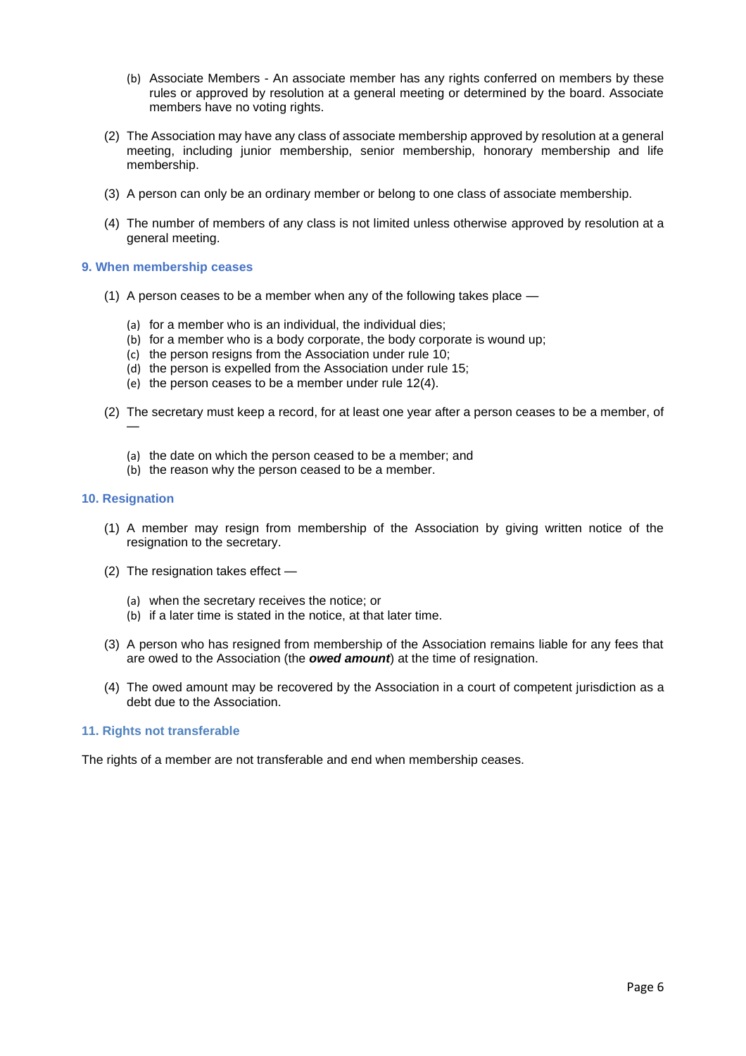(b) Associate Members - An associate member has any rights conferred on members by these rules or approved by resolution at a general meeting or determined by the board. Associate members have no voting rights.

(2) The Association may have any class of associate membership approved by resolution at a general meeting, including junior membership, senior membership, honorary membership and life membership.

(3) A person can only be an ordinary member or belong to one class of associate membership.

(4) The number of members of any class is not limited unless otherwise approved by resolution at a general meeting.

### 9. When membership ceases

(1) A person ceases to be a member when any of the following takes place —

   (a) for a member who is an individual, the individual dies;
   (b) for a member who is a body corporate, the body corporate is wound up;
   (c) the person resigns from the Association under rule 10;
   (d) the person is expelled from the Association under rule 15;
   (e) the person ceases to be a member under rule 12(4).

(2) The secretary must keep a record, for at least one year after a person ceases to be a member, of —

   (a) the date on which the person ceased to be a member; and
   (b) the reason why the person ceased to be a member.

### 10. Resignation

(1) A member may resign from membership of the Association by giving written notice of the resignation to the secretary.

(2) The resignation takes effect —

   (a) when the secretary receives the notice; or
   (b) if a later time is stated in the notice, at that later time.

(3) A person who has resigned from membership of the Association remains liable for any fees that are owed to the Association (the ***owed amount***) at the time of resignation.

(4) The owed amount may be recovered by the Association in a court of competent jurisdiction as a debt due to the Association.

### 11. Rights not transferable

The rights of a member are not transferable and end when membership ceases.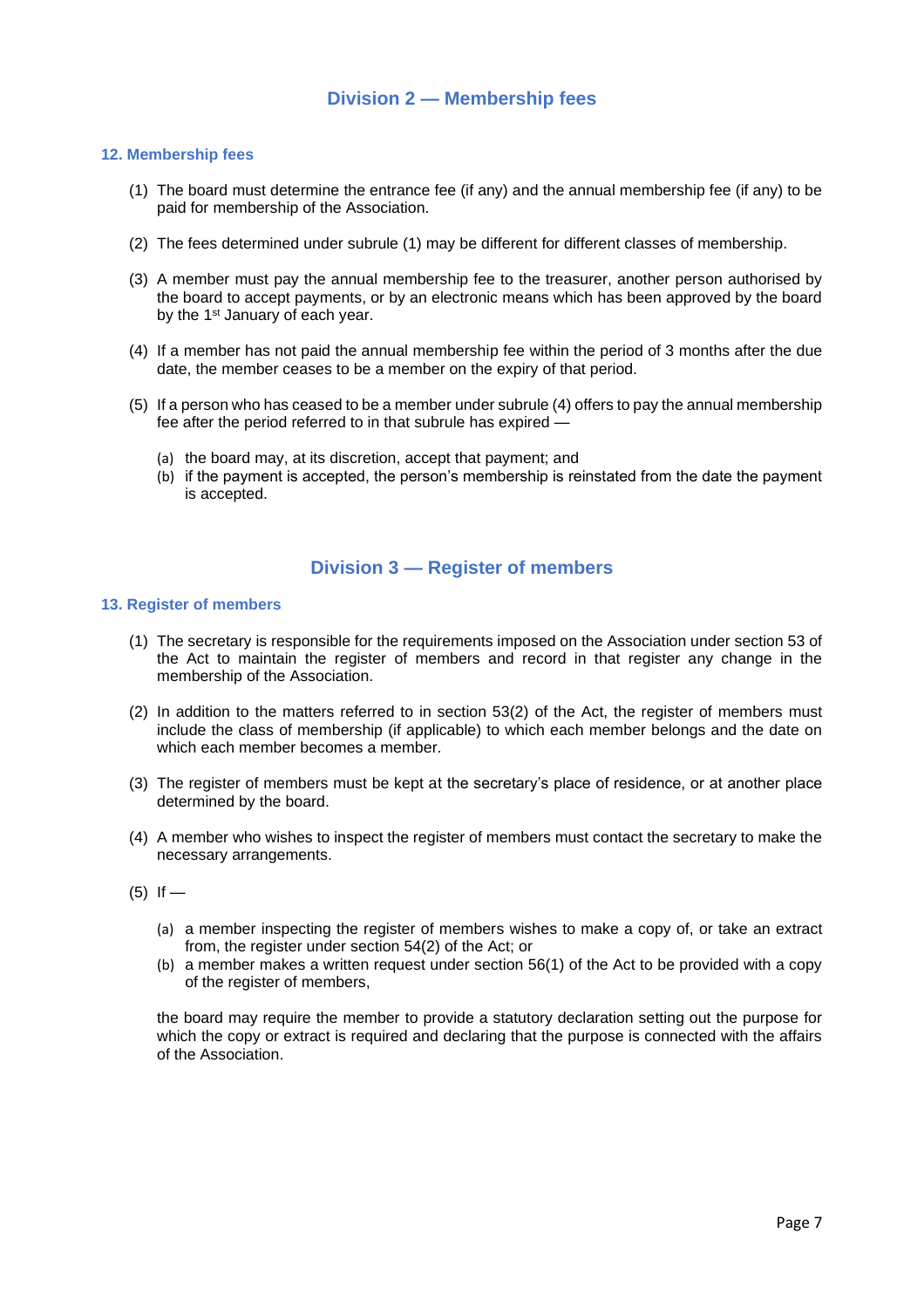## Division 2 — Membership fees

### 12. Membership fees

(1) The board must determine the entrance fee (if any) and the annual membership fee (if any) to be paid for membership of the Association.

(2) The fees determined under subrule (1) may be different for different classes of membership.

(3) A member must pay the annual membership fee to the treasurer, another person authorised by the board to accept payments, or by an electronic means which has been approved by the board by the 1st January of each year.

(4) If a member has not paid the annual membership fee within the period of 3 months after the due date, the member ceases to be a member on the expiry of that period.

(5) If a person who has ceased to be a member under subrule (4) offers to pay the annual membership fee after the period referred to in that subrule has expired —

   (a) the board may, at its discretion, accept that payment; and
   (b) if the payment is accepted, the person's membership is reinstated from the date the payment is accepted.

## Division 3 — Register of members

### 13. Register of members

(1) The secretary is responsible for the requirements imposed on the Association under section 53 of the Act to maintain the register of members and record in that register any change in the membership of the Association.

(2) In addition to the matters referred to in section 53(2) of the Act, the register of members must include the class of membership (if applicable) to which each member belongs and the date on which each member becomes a member.

(3) The register of members must be kept at the secretary's place of residence, or at another place determined by the board.

(4) A member who wishes to inspect the register of members must contact the secretary to make the necessary arrangements.

(5) If —

   (a) a member inspecting the register of members wishes to make a copy of, or take an extract from, the register under section 54(2) of the Act; or
   (b) a member makes a written request under section 56(1) of the Act to be provided with a copy of the register of members,

   the board may require the member to provide a statutory declaration setting out the purpose for which the copy or extract is required and declaring that the purpose is connected with the affairs of the Association.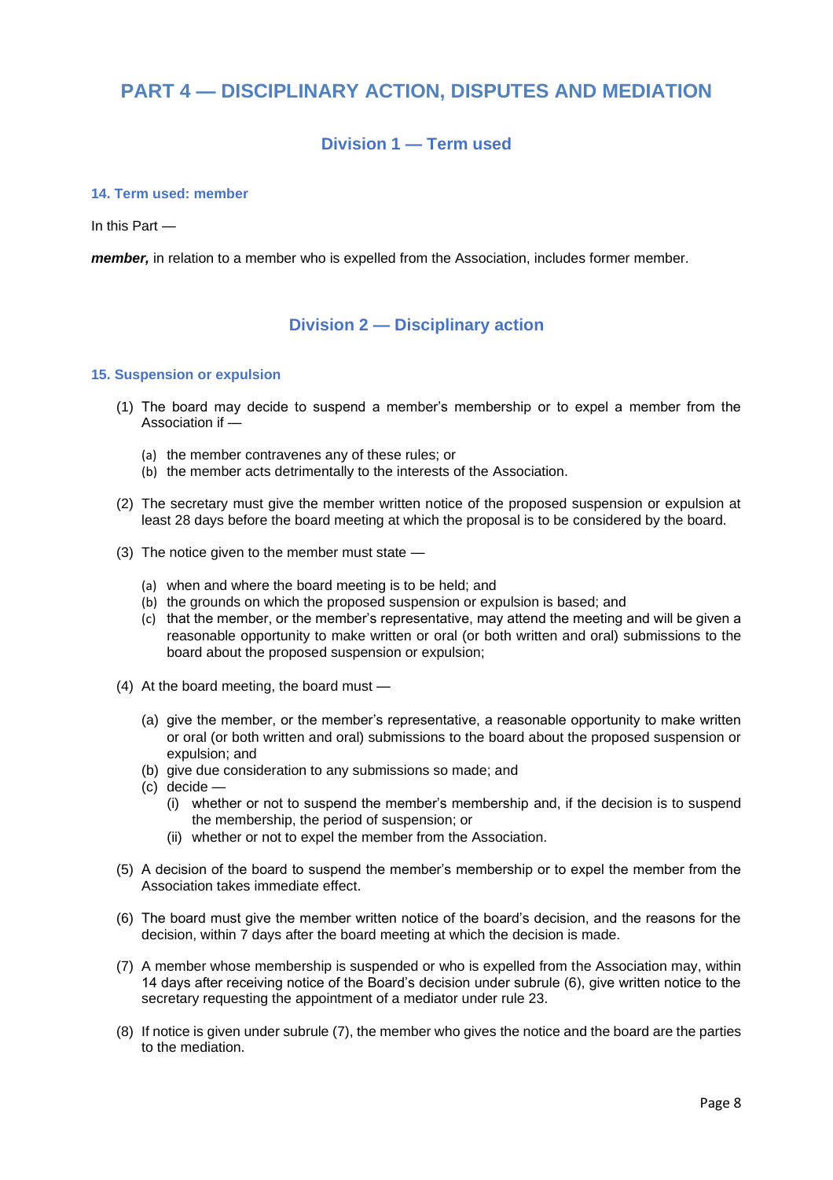# PART 4 — DISCIPLINARY ACTION, DISPUTES AND MEDIATION

## Division 1 — Term used

### 14. Term used: member

In this Part —

***member,*** in relation to a member who is expelled from the Association, includes former member.

## Division 2 — Disciplinary action

### 15. Suspension or expulsion

(1) The board may decide to suspend a member's membership or to expel a member from the Association if —

(a) the member contravenes any of these rules; or
(b) the member acts detrimentally to the interests of the Association.

(2) The secretary must give the member written notice of the proposed suspension or expulsion at least 28 days before the board meeting at which the proposal is to be considered by the board.

(3) The notice given to the member must state —

(a) when and where the board meeting is to be held; and
(b) the grounds on which the proposed suspension or expulsion is based; and
(c) that the member, or the member's representative, may attend the meeting and will be given a reasonable opportunity to make written or oral (or both written and oral) submissions to the board about the proposed suspension or expulsion;

(4) At the board meeting, the board must —

(a) give the member, or the member's representative, a reasonable opportunity to make written or oral (or both written and oral) submissions to the board about the proposed suspension or expulsion; and
(b) give due consideration to any submissions so made; and
(c) decide —
(i) whether or not to suspend the member's membership and, if the decision is to suspend the membership, the period of suspension; or
(ii) whether or not to expel the member from the Association.

(5) A decision of the board to suspend the member's membership or to expel the member from the Association takes immediate effect.

(6) The board must give the member written notice of the board's decision, and the reasons for the decision, within 7 days after the board meeting at which the decision is made.

(7) A member whose membership is suspended or who is expelled from the Association may, within 14 days after receiving notice of the Board's decision under subrule (6), give written notice to the secretary requesting the appointment of a mediator under rule 23.

(8) If notice is given under subrule (7), the member who gives the notice and the board are the parties to the mediation.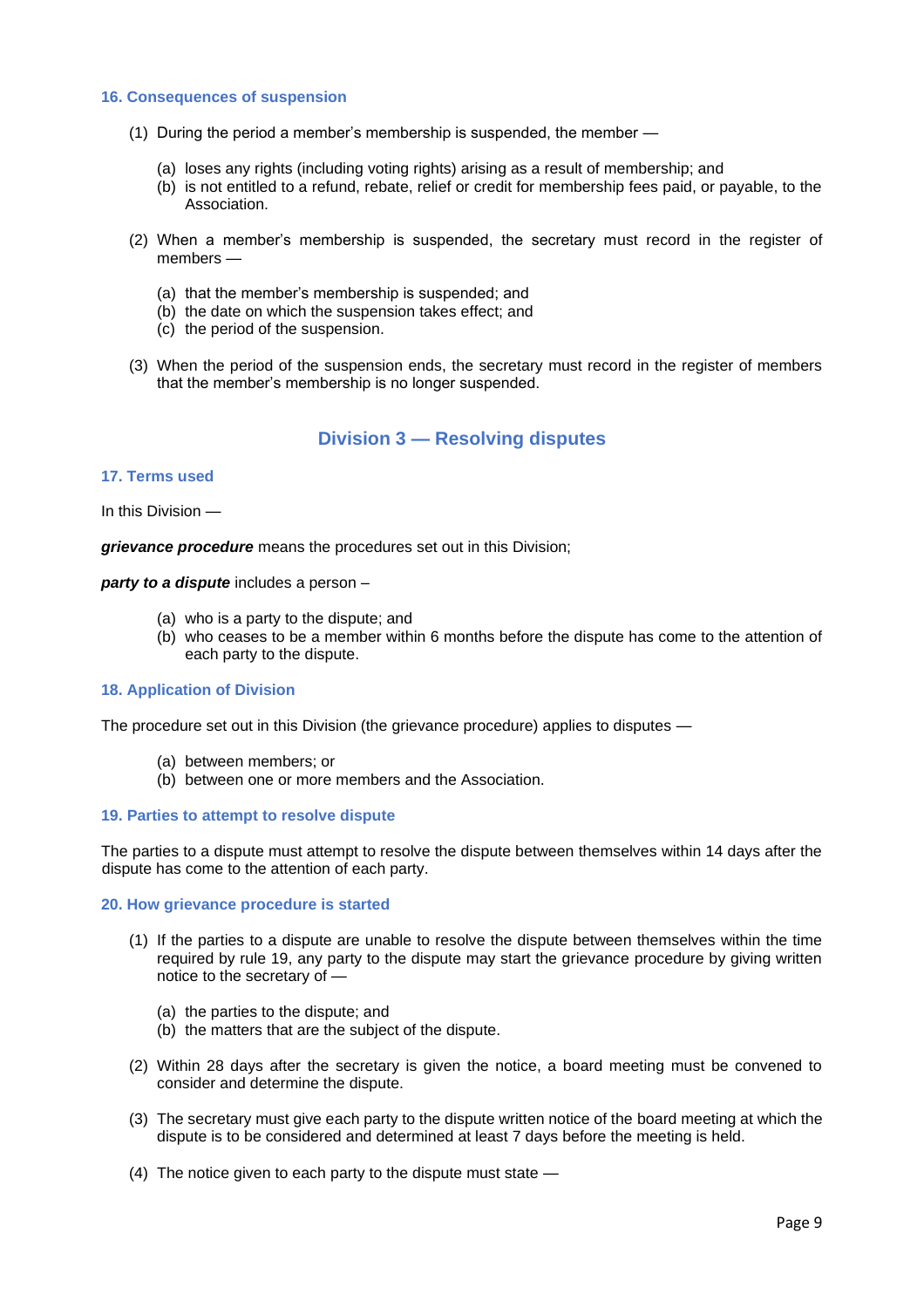### 16. Consequences of suspension

(1) During the period a member's membership is suspended, the member —

- (a) loses any rights (including voting rights) arising as a result of membership; and
- (b) is not entitled to a refund, rebate, relief or credit for membership fees paid, or payable, to the Association.

(2) When a member's membership is suspended, the secretary must record in the register of members —

- (a) that the member's membership is suspended; and
- (b) the date on which the suspension takes effect; and
- (c) the period of the suspension.

(3) When the period of the suspension ends, the secretary must record in the register of members that the member's membership is no longer suspended.

## Division 3 — Resolving disputes

### 17. Terms used

In this Division —

***grievance procedure*** means the procedures set out in this Division;

***party to a dispute*** includes a person –

- (a) who is a party to the dispute; and
- (b) who ceases to be a member within 6 months before the dispute has come to the attention of each party to the dispute.

### 18. Application of Division

The procedure set out in this Division (the grievance procedure) applies to disputes —

- (a) between members; or
- (b) between one or more members and the Association.

### 19. Parties to attempt to resolve dispute

The parties to a dispute must attempt to resolve the dispute between themselves within 14 days after the dispute has come to the attention of each party.

### 20. How grievance procedure is started

(1) If the parties to a dispute are unable to resolve the dispute between themselves within the time required by rule 19, any party to the dispute may start the grievance procedure by giving written notice to the secretary of —

- (a) the parties to the dispute; and
- (b) the matters that are the subject of the dispute.

(2) Within 28 days after the secretary is given the notice, a board meeting must be convened to consider and determine the dispute.

(3) The secretary must give each party to the dispute written notice of the board meeting at which the dispute is to be considered and determined at least 7 days before the meeting is held.

(4) The notice given to each party to the dispute must state —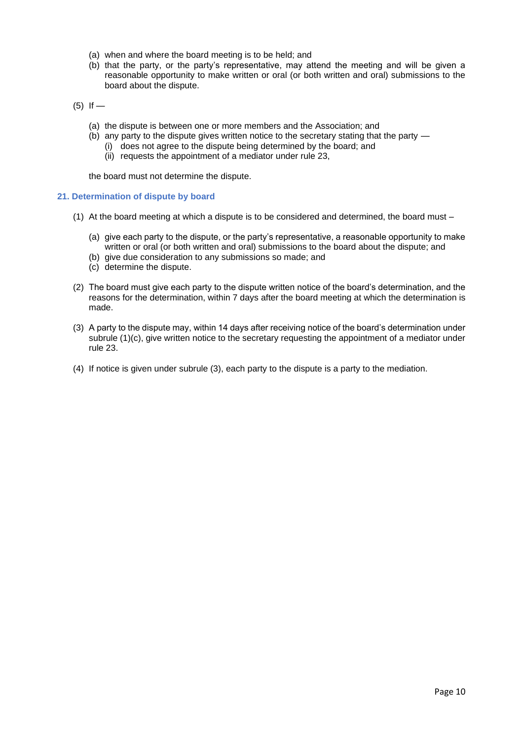(a) when and where the board meeting is to be held; and

(b) that the party, or the party's representative, may attend the meeting and will be given a reasonable opportunity to make written or oral (or both written and oral) submissions to the board about the dispute.

(5) If —

(a) the dispute is between one or more members and the Association; and

(b) any party to the dispute gives written notice to the secretary stating that the party —

(i) does not agree to the dispute being determined by the board; and

(ii) requests the appointment of a mediator under rule 23,

the board must not determine the dispute.

### 21. Determination of dispute by board

(1) At the board meeting at which a dispute is to be considered and determined, the board must –

(a) give each party to the dispute, or the party's representative, a reasonable opportunity to make written or oral (or both written and oral) submissions to the board about the dispute; and

(b) give due consideration to any submissions so made; and

(c) determine the dispute.

(2) The board must give each party to the dispute written notice of the board's determination, and the reasons for the determination, within 7 days after the board meeting at which the determination is made.

(3) A party to the dispute may, within 14 days after receiving notice of the board's determination under subrule (1)(c), give written notice to the secretary requesting the appointment of a mediator under rule 23.

(4) If notice is given under subrule (3), each party to the dispute is a party to the mediation.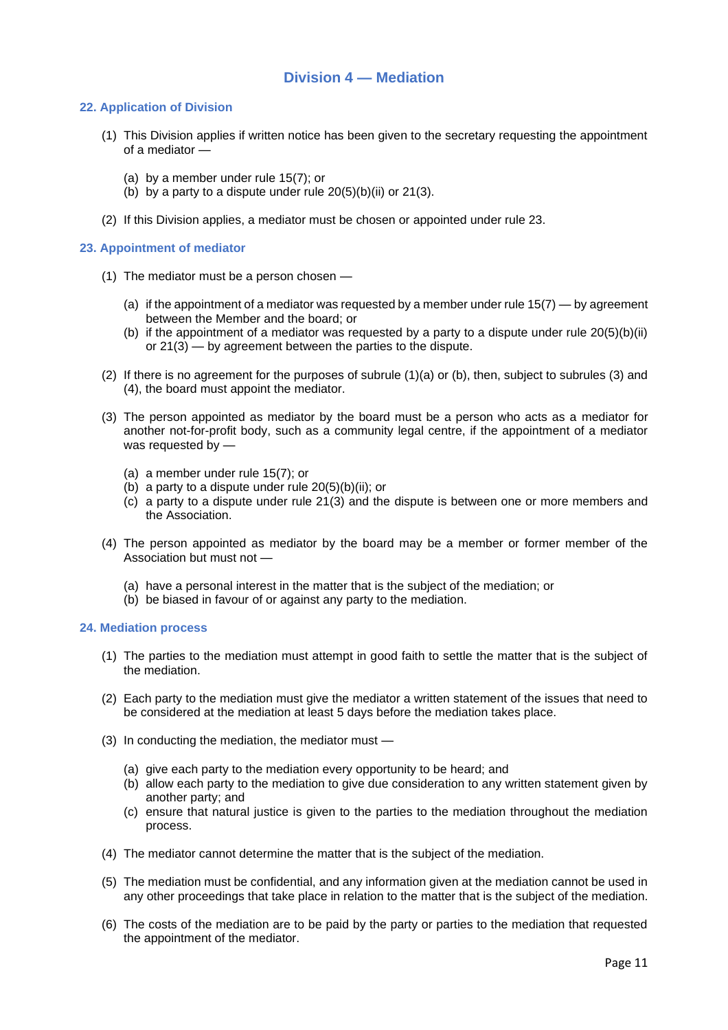## Division 4 — Mediation

### 22. Application of Division

(1) This Division applies if written notice has been given to the secretary requesting the appointment of a mediator —

(a) by a member under rule 15(7); or
(b) by a party to a dispute under rule 20(5)(b)(ii) or 21(3).

(2) If this Division applies, a mediator must be chosen or appointed under rule 23.

### 23. Appointment of mediator

(1) The mediator must be a person chosen —

(a) if the appointment of a mediator was requested by a member under rule 15(7) — by agreement between the Member and the board; or
(b) if the appointment of a mediator was requested by a party to a dispute under rule 20(5)(b)(ii) or 21(3) — by agreement between the parties to the dispute.

(2) If there is no agreement for the purposes of subrule (1)(a) or (b), then, subject to subrules (3) and (4), the board must appoint the mediator.

(3) The person appointed as mediator by the board must be a person who acts as a mediator for another not-for-profit body, such as a community legal centre, if the appointment of a mediator was requested by —

(a) a member under rule 15(7); or
(b) a party to a dispute under rule 20(5)(b)(ii); or
(c) a party to a dispute under rule 21(3) and the dispute is between one or more members and the Association.

(4) The person appointed as mediator by the board may be a member or former member of the Association but must not —

(a) have a personal interest in the matter that is the subject of the mediation; or
(b) be biased in favour of or against any party to the mediation.

### 24. Mediation process

(1) The parties to the mediation must attempt in good faith to settle the matter that is the subject of the mediation.

(2) Each party to the mediation must give the mediator a written statement of the issues that need to be considered at the mediation at least 5 days before the mediation takes place.

(3) In conducting the mediation, the mediator must —

(a) give each party to the mediation every opportunity to be heard; and
(b) allow each party to the mediation to give due consideration to any written statement given by another party; and
(c) ensure that natural justice is given to the parties to the mediation throughout the mediation process.

(4) The mediator cannot determine the matter that is the subject of the mediation.

(5) The mediation must be confidential, and any information given at the mediation cannot be used in any other proceedings that take place in relation to the matter that is the subject of the mediation.

(6) The costs of the mediation are to be paid by the party or parties to the mediation that requested the appointment of the mediator.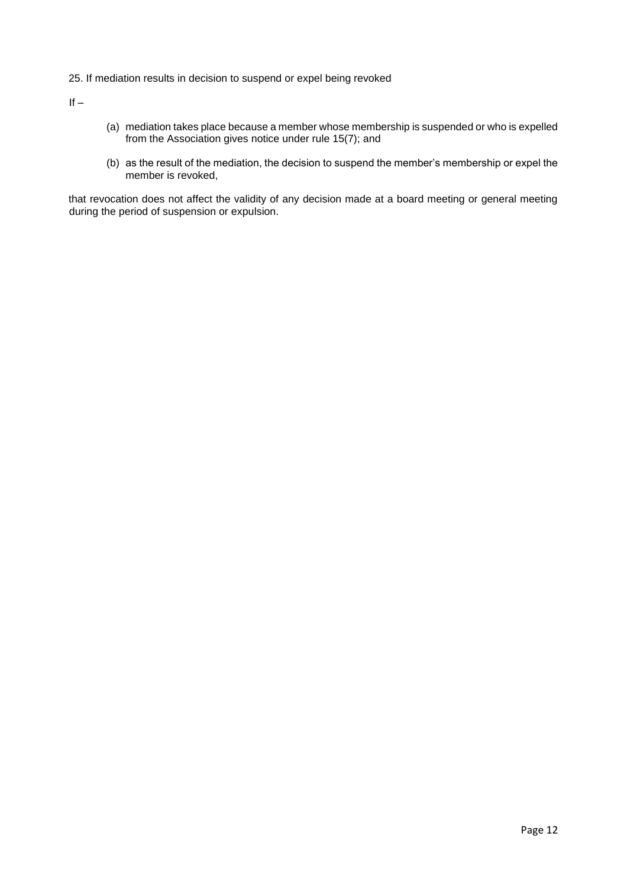25. If mediation results in decision to suspend or expel being revoked

If –

(a) mediation takes place because a member whose membership is suspended or who is expelled from the Association gives notice under rule 15(7); and

(b) as the result of the mediation, the decision to suspend the member's membership or expel the member is revoked,

that revocation does not affect the validity of any decision made at a board meeting or general meeting during the period of suspension or expulsion.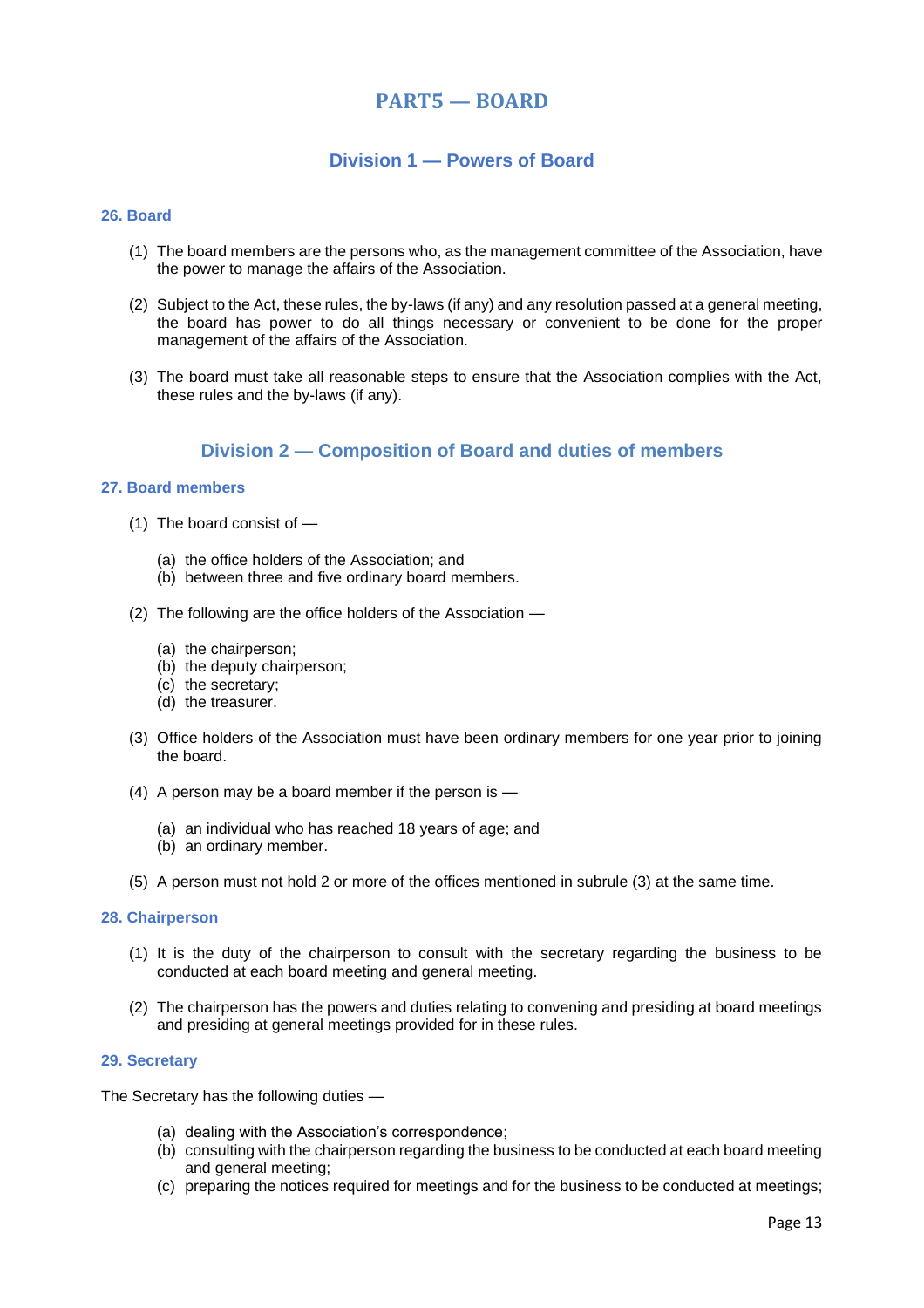# PART5 — BOARD

## Division 1 — Powers of Board

### 26. Board

(1) The board members are the persons who, as the management committee of the Association, have the power to manage the affairs of the Association.

(2) Subject to the Act, these rules, the by-laws (if any) and any resolution passed at a general meeting, the board has power to do all things necessary or convenient to be done for the proper management of the affairs of the Association.

(3) The board must take all reasonable steps to ensure that the Association complies with the Act, these rules and the by-laws (if any).

## Division 2 — Composition of Board and duties of members

### 27. Board members

(1) The board consist of —

(a) the office holders of the Association; and
(b) between three and five ordinary board members.

(2) The following are the office holders of the Association —

(a) the chairperson;
(b) the deputy chairperson;
(c) the secretary;
(d) the treasurer.

(3) Office holders of the Association must have been ordinary members for one year prior to joining the board.

(4) A person may be a board member if the person is —

(a) an individual who has reached 18 years of age; and
(b) an ordinary member.

(5) A person must not hold 2 or more of the offices mentioned in subrule (3) at the same time.

### 28. Chairperson

(1) It is the duty of the chairperson to consult with the secretary regarding the business to be conducted at each board meeting and general meeting.

(2) The chairperson has the powers and duties relating to convening and presiding at board meetings and presiding at general meetings provided for in these rules.

### 29. Secretary

The Secretary has the following duties —

(a) dealing with the Association's correspondence;
(b) consulting with the chairperson regarding the business to be conducted at each board meeting and general meeting;
(c) preparing the notices required for meetings and for the business to be conducted at meetings;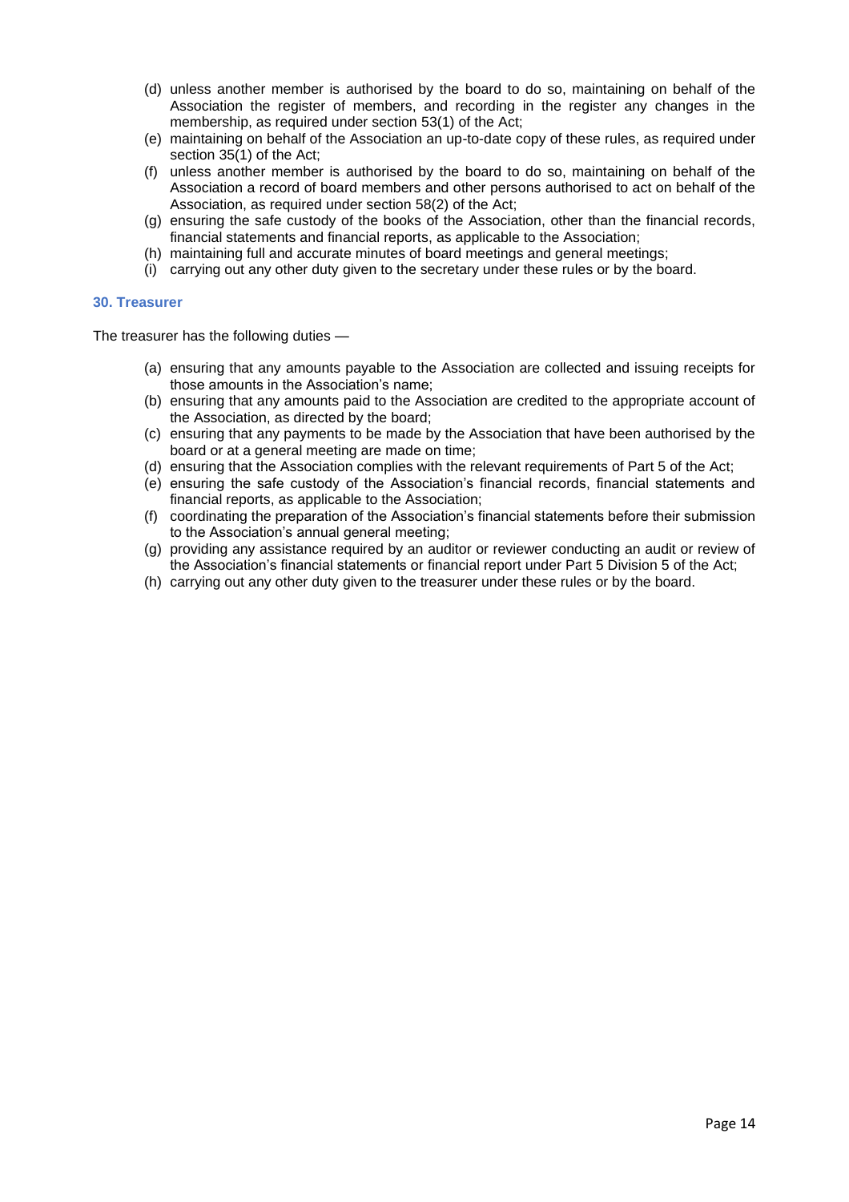(d) unless another member is authorised by the board to do so, maintaining on behalf of the Association the register of members, and recording in the register any changes in the membership, as required under section 53(1) of the Act;

(e) maintaining on behalf of the Association an up-to-date copy of these rules, as required under section 35(1) of the Act;

(f) unless another member is authorised by the board to do so, maintaining on behalf of the Association a record of board members and other persons authorised to act on behalf of the Association, as required under section 58(2) of the Act;

(g) ensuring the safe custody of the books of the Association, other than the financial records, financial statements and financial reports, as applicable to the Association;

(h) maintaining full and accurate minutes of board meetings and general meetings;

(i) carrying out any other duty given to the secretary under these rules or by the board.

### 30. Treasurer

The treasurer has the following duties —

(a) ensuring that any amounts payable to the Association are collected and issuing receipts for those amounts in the Association's name;

(b) ensuring that any amounts paid to the Association are credited to the appropriate account of the Association, as directed by the board;

(c) ensuring that any payments to be made by the Association that have been authorised by the board or at a general meeting are made on time;

(d) ensuring that the Association complies with the relevant requirements of Part 5 of the Act;

(e) ensuring the safe custody of the Association's financial records, financial statements and financial reports, as applicable to the Association;

(f) coordinating the preparation of the Association's financial statements before their submission to the Association's annual general meeting;

(g) providing any assistance required by an auditor or reviewer conducting an audit or review of the Association's financial statements or financial report under Part 5 Division 5 of the Act;

(h) carrying out any other duty given to the treasurer under these rules or by the board.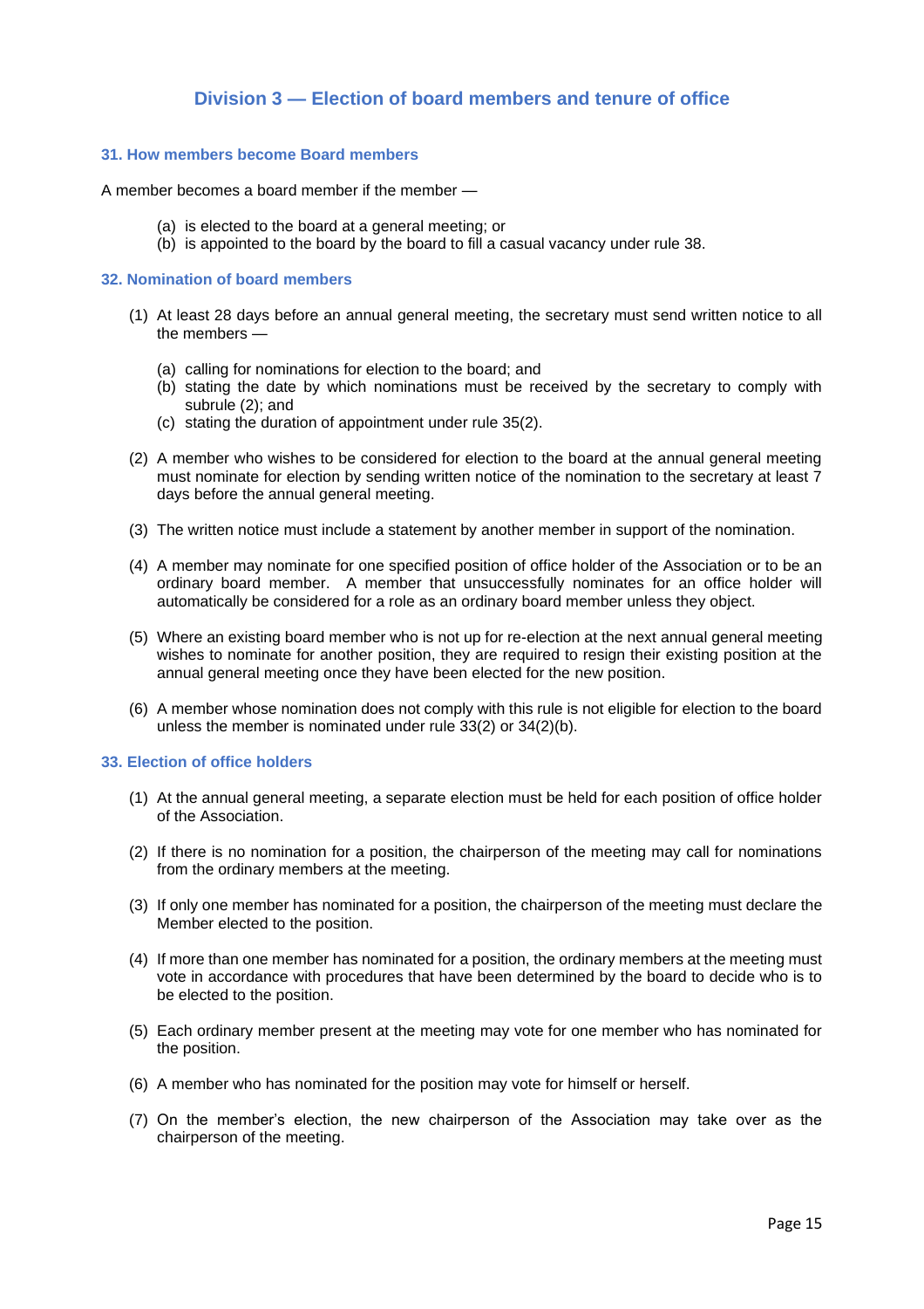## Division 3 — Election of board members and tenure of office

### 31. How members become Board members

A member becomes a board member if the member —

- (a) is elected to the board at a general meeting; or
- (b) is appointed to the board by the board to fill a casual vacancy under rule 38.

### 32. Nomination of board members

(1) At least 28 days before an annual general meeting, the secretary must send written notice to all the members —

- (a) calling for nominations for election to the board; and
- (b) stating the date by which nominations must be received by the secretary to comply with subrule (2); and
- (c) stating the duration of appointment under rule 35(2).

(2) A member who wishes to be considered for election to the board at the annual general meeting must nominate for election by sending written notice of the nomination to the secretary at least 7 days before the annual general meeting.

(3) The written notice must include a statement by another member in support of the nomination.

(4) A member may nominate for one specified position of office holder of the Association or to be an ordinary board member. A member that unsuccessfully nominates for an office holder will automatically be considered for a role as an ordinary board member unless they object.

(5) Where an existing board member who is not up for re-election at the next annual general meeting wishes to nominate for another position, they are required to resign their existing position at the annual general meeting once they have been elected for the new position.

(6) A member whose nomination does not comply with this rule is not eligible for election to the board unless the member is nominated under rule 33(2) or 34(2)(b).

### 33. Election of office holders

(1) At the annual general meeting, a separate election must be held for each position of office holder of the Association.

(2) If there is no nomination for a position, the chairperson of the meeting may call for nominations from the ordinary members at the meeting.

(3) If only one member has nominated for a position, the chairperson of the meeting must declare the Member elected to the position.

(4) If more than one member has nominated for a position, the ordinary members at the meeting must vote in accordance with procedures that have been determined by the board to decide who is to be elected to the position.

(5) Each ordinary member present at the meeting may vote for one member who has nominated for the position.

(6) A member who has nominated for the position may vote for himself or herself.

(7) On the member's election, the new chairperson of the Association may take over as the chairperson of the meeting.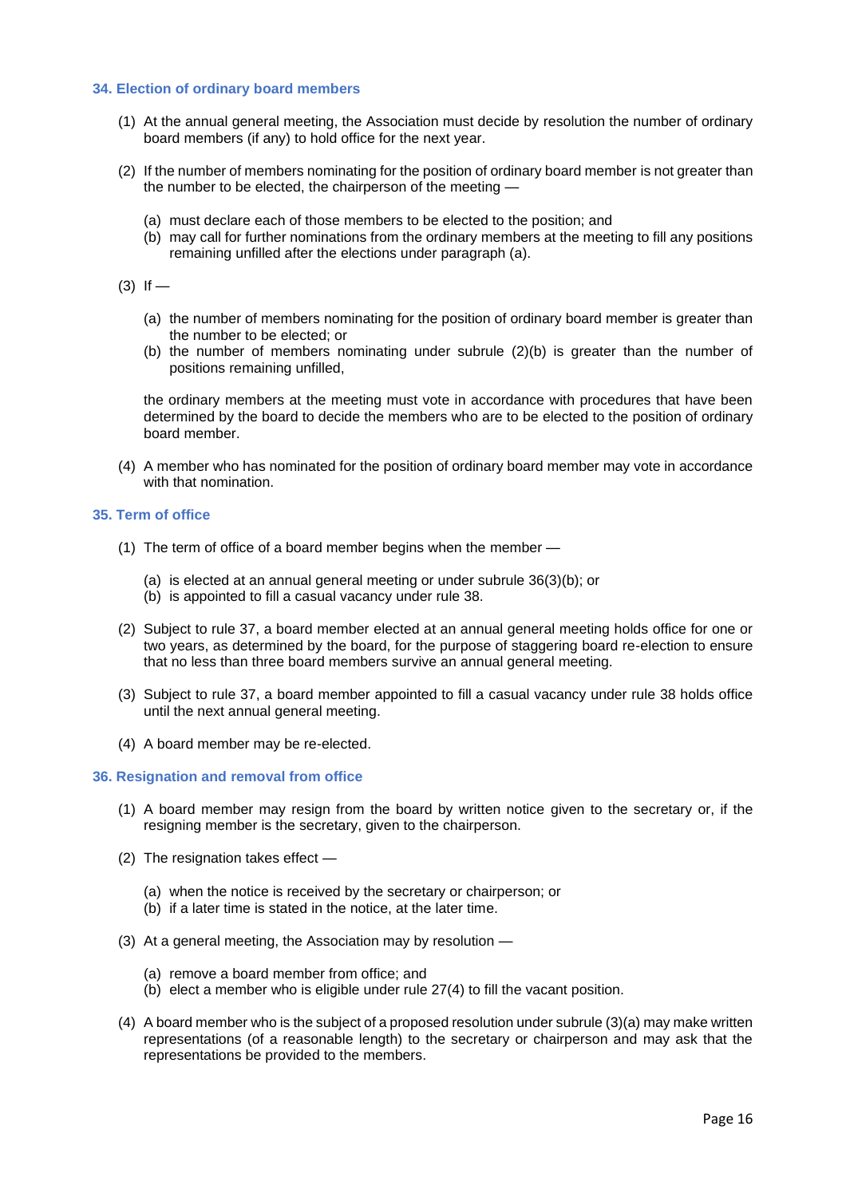### 34. Election of ordinary board members

(1) At the annual general meeting, the Association must decide by resolution the number of ordinary board members (if any) to hold office for the next year.

(2) If the number of members nominating for the position of ordinary board member is not greater than the number to be elected, the chairperson of the meeting —

  (a) must declare each of those members to be elected to the position; and
  (b) may call for further nominations from the ordinary members at the meeting to fill any positions remaining unfilled after the elections under paragraph (a).

(3) If —

  (a) the number of members nominating for the position of ordinary board member is greater than the number to be elected; or
  (b) the number of members nominating under subrule (2)(b) is greater than the number of positions remaining unfilled,

  the ordinary members at the meeting must vote in accordance with procedures that have been determined by the board to decide the members who are to be elected to the position of ordinary board member.

(4) A member who has nominated for the position of ordinary board member may vote in accordance with that nomination.

### 35. Term of office

(1) The term of office of a board member begins when the member —

  (a) is elected at an annual general meeting or under subrule 36(3)(b); or
  (b) is appointed to fill a casual vacancy under rule 38.

(2) Subject to rule 37, a board member elected at an annual general meeting holds office for one or two years, as determined by the board, for the purpose of staggering board re-election to ensure that no less than three board members survive an annual general meeting.

(3) Subject to rule 37, a board member appointed to fill a casual vacancy under rule 38 holds office until the next annual general meeting.

(4) A board member may be re-elected.

### 36. Resignation and removal from office

(1) A board member may resign from the board by written notice given to the secretary or, if the resigning member is the secretary, given to the chairperson.

(2) The resignation takes effect —

  (a) when the notice is received by the secretary or chairperson; or
  (b) if a later time is stated in the notice, at the later time.

(3) At a general meeting, the Association may by resolution —

  (a) remove a board member from office; and
  (b) elect a member who is eligible under rule 27(4) to fill the vacant position.

(4) A board member who is the subject of a proposed resolution under subrule (3)(a) may make written representations (of a reasonable length) to the secretary or chairperson and may ask that the representations be provided to the members.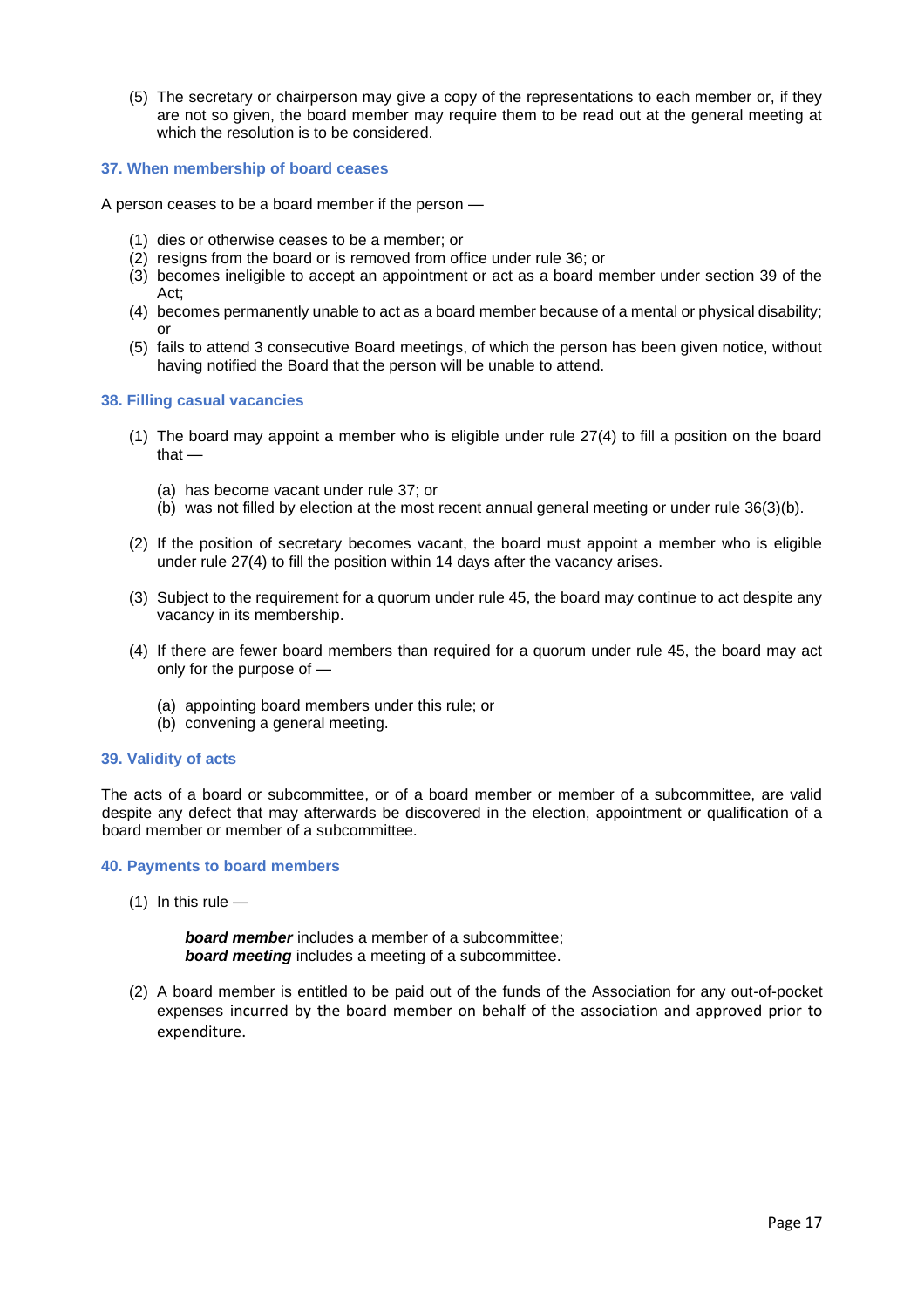(5) The secretary or chairperson may give a copy of the representations to each member or, if they are not so given, the board member may require them to be read out at the general meeting at which the resolution is to be considered.

### 37. When membership of board ceases

A person ceases to be a board member if the person —

(1) dies or otherwise ceases to be a member; or
(2) resigns from the board or is removed from office under rule 36; or
(3) becomes ineligible to accept an appointment or act as a board member under section 39 of the Act;
(4) becomes permanently unable to act as a board member because of a mental or physical disability; or
(5) fails to attend 3 consecutive Board meetings, of which the person has been given notice, without having notified the Board that the person will be unable to attend.

### 38. Filling casual vacancies

(1) The board may appoint a member who is eligible under rule 27(4) to fill a position on the board that —

  (a) has become vacant under rule 37; or
  (b) was not filled by election at the most recent annual general meeting or under rule 36(3)(b).

(2) If the position of secretary becomes vacant, the board must appoint a member who is eligible under rule 27(4) to fill the position within 14 days after the vacancy arises.

(3) Subject to the requirement for a quorum under rule 45, the board may continue to act despite any vacancy in its membership.

(4) If there are fewer board members than required for a quorum under rule 45, the board may act only for the purpose of —

  (a) appointing board members under this rule; or
  (b) convening a general meeting.

### 39. Validity of acts

The acts of a board or subcommittee, or of a board member or member of a subcommittee, are valid despite any defect that may afterwards be discovered in the election, appointment or qualification of a board member or member of a subcommittee.

### 40. Payments to board members

(1) In this rule —

  ***board member*** includes a member of a subcommittee;
  ***board meeting*** includes a meeting of a subcommittee.

(2) A board member is entitled to be paid out of the funds of the Association for any out-of-pocket expenses incurred by the board member on behalf of the association and approved prior to expenditure.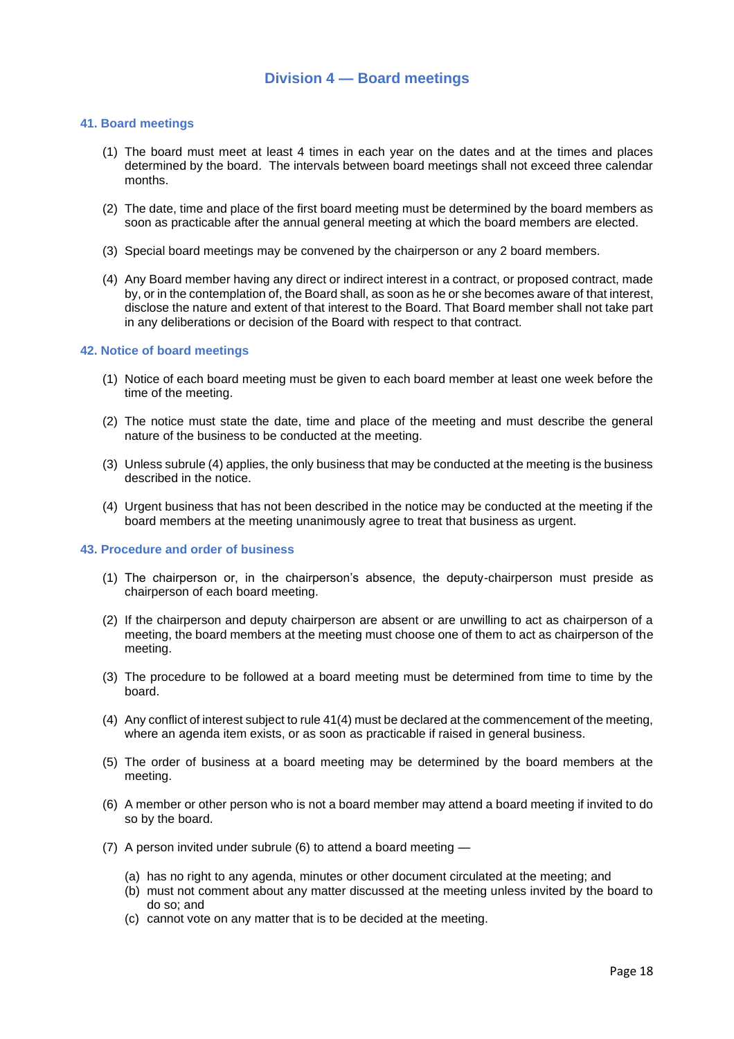## Division 4 — Board meetings

### 41. Board meetings

(1) The board must meet at least 4 times in each year on the dates and at the times and places determined by the board. The intervals between board meetings shall not exceed three calendar months.

(2) The date, time and place of the first board meeting must be determined by the board members as soon as practicable after the annual general meeting at which the board members are elected.

(3) Special board meetings may be convened by the chairperson or any 2 board members.

(4) Any Board member having any direct or indirect interest in a contract, or proposed contract, made by, or in the contemplation of, the Board shall, as soon as he or she becomes aware of that interest, disclose the nature and extent of that interest to the Board. That Board member shall not take part in any deliberations or decision of the Board with respect to that contract.

### 42. Notice of board meetings

(1) Notice of each board meeting must be given to each board member at least one week before the time of the meeting.

(2) The notice must state the date, time and place of the meeting and must describe the general nature of the business to be conducted at the meeting.

(3) Unless subrule (4) applies, the only business that may be conducted at the meeting is the business described in the notice.

(4) Urgent business that has not been described in the notice may be conducted at the meeting if the board members at the meeting unanimously agree to treat that business as urgent.

### 43. Procedure and order of business

(1) The chairperson or, in the chairperson's absence, the deputy-chairperson must preside as chairperson of each board meeting.

(2) If the chairperson and deputy chairperson are absent or are unwilling to act as chairperson of a meeting, the board members at the meeting must choose one of them to act as chairperson of the meeting.

(3) The procedure to be followed at a board meeting must be determined from time to time by the board.

(4) Any conflict of interest subject to rule 41(4) must be declared at the commencement of the meeting, where an agenda item exists, or as soon as practicable if raised in general business.

(5) The order of business at a board meeting may be determined by the board members at the meeting.

(6) A member or other person who is not a board member may attend a board meeting if invited to do so by the board.

(7) A person invited under subrule (6) to attend a board meeting —

(a) has no right to any agenda, minutes or other document circulated at the meeting; and
(b) must not comment about any matter discussed at the meeting unless invited by the board to do so; and
(c) cannot vote on any matter that is to be decided at the meeting.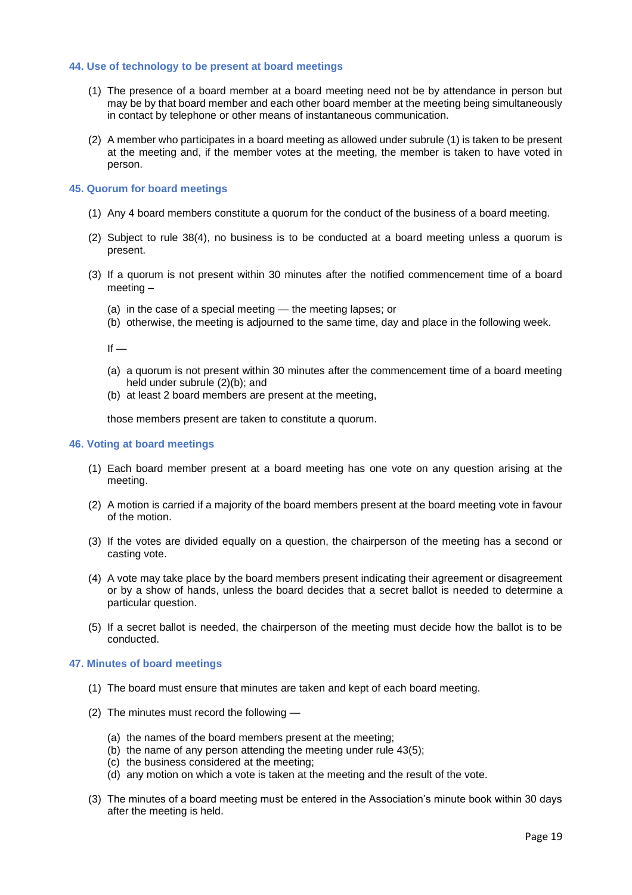### 44. Use of technology to be present at board meetings

(1) The presence of a board member at a board meeting need not be by attendance in person but may be by that board member and each other board member at the meeting being simultaneously in contact by telephone or other means of instantaneous communication.

(2) A member who participates in a board meeting as allowed under subrule (1) is taken to be present at the meeting and, if the member votes at the meeting, the member is taken to have voted in person.

### 45. Quorum for board meetings

(1) Any 4 board members constitute a quorum for the conduct of the business of a board meeting.

(2) Subject to rule 38(4), no business is to be conducted at a board meeting unless a quorum is present.

(3) If a quorum is not present within 30 minutes after the notified commencement time of a board meeting –

(a) in the case of a special meeting — the meeting lapses; or
(b) otherwise, the meeting is adjourned to the same time, day and place in the following week.

If —

(a) a quorum is not present within 30 minutes after the commencement time of a board meeting held under subrule (2)(b); and
(b) at least 2 board members are present at the meeting,

those members present are taken to constitute a quorum.

### 46. Voting at board meetings

(1) Each board member present at a board meeting has one vote on any question arising at the meeting.

(2) A motion is carried if a majority of the board members present at the board meeting vote in favour of the motion.

(3) If the votes are divided equally on a question, the chairperson of the meeting has a second or casting vote.

(4) A vote may take place by the board members present indicating their agreement or disagreement or by a show of hands, unless the board decides that a secret ballot is needed to determine a particular question.

(5) If a secret ballot is needed, the chairperson of the meeting must decide how the ballot is to be conducted.

### 47. Minutes of board meetings

(1) The board must ensure that minutes are taken and kept of each board meeting.

(2) The minutes must record the following —

(a) the names of the board members present at the meeting;
(b) the name of any person attending the meeting under rule 43(5);
(c) the business considered at the meeting;
(d) any motion on which a vote is taken at the meeting and the result of the vote.

(3) The minutes of a board meeting must be entered in the Association's minute book within 30 days after the meeting is held.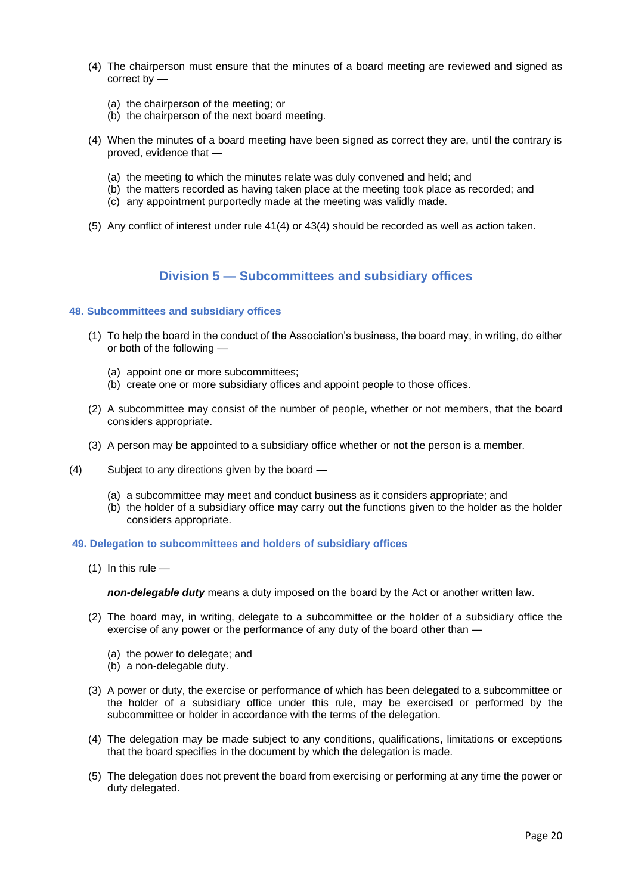(4) The chairperson must ensure that the minutes of a board meeting are reviewed and signed as correct by —

  (a) the chairperson of the meeting; or
  (b) the chairperson of the next board meeting.

(4) When the minutes of a board meeting have been signed as correct they are, until the contrary is proved, evidence that —

  (a) the meeting to which the minutes relate was duly convened and held; and
  (b) the matters recorded as having taken place at the meeting took place as recorded; and
  (c) any appointment purportedly made at the meeting was validly made.

(5) Any conflict of interest under rule 41(4) or 43(4) should be recorded as well as action taken.

## Division 5 — Subcommittees and subsidiary offices

### 48. Subcommittees and subsidiary offices

(1) To help the board in the conduct of the Association's business, the board may, in writing, do either or both of the following —

  (a) appoint one or more subcommittees;
  (b) create one or more subsidiary offices and appoint people to those offices.

(2) A subcommittee may consist of the number of people, whether or not members, that the board considers appropriate.

(3) A person may be appointed to a subsidiary office whether or not the person is a member.

(4) Subject to any directions given by the board —

  (a) a subcommittee may meet and conduct business as it considers appropriate; and
  (b) the holder of a subsidiary office may carry out the functions given to the holder as the holder considers appropriate.

### 49. Delegation to subcommittees and holders of subsidiary offices

(1) In this rule —

***non-delegable duty*** means a duty imposed on the board by the Act or another written law.

(2) The board may, in writing, delegate to a subcommittee or the holder of a subsidiary office the exercise of any power or the performance of any duty of the board other than —

  (a) the power to delegate; and
  (b) a non-delegable duty.

(3) A power or duty, the exercise or performance of which has been delegated to a subcommittee or the holder of a subsidiary office under this rule, may be exercised or performed by the subcommittee or holder in accordance with the terms of the delegation.

(4) The delegation may be made subject to any conditions, qualifications, limitations or exceptions that the board specifies in the document by which the delegation is made.

(5) The delegation does not prevent the board from exercising or performing at any time the power or duty delegated.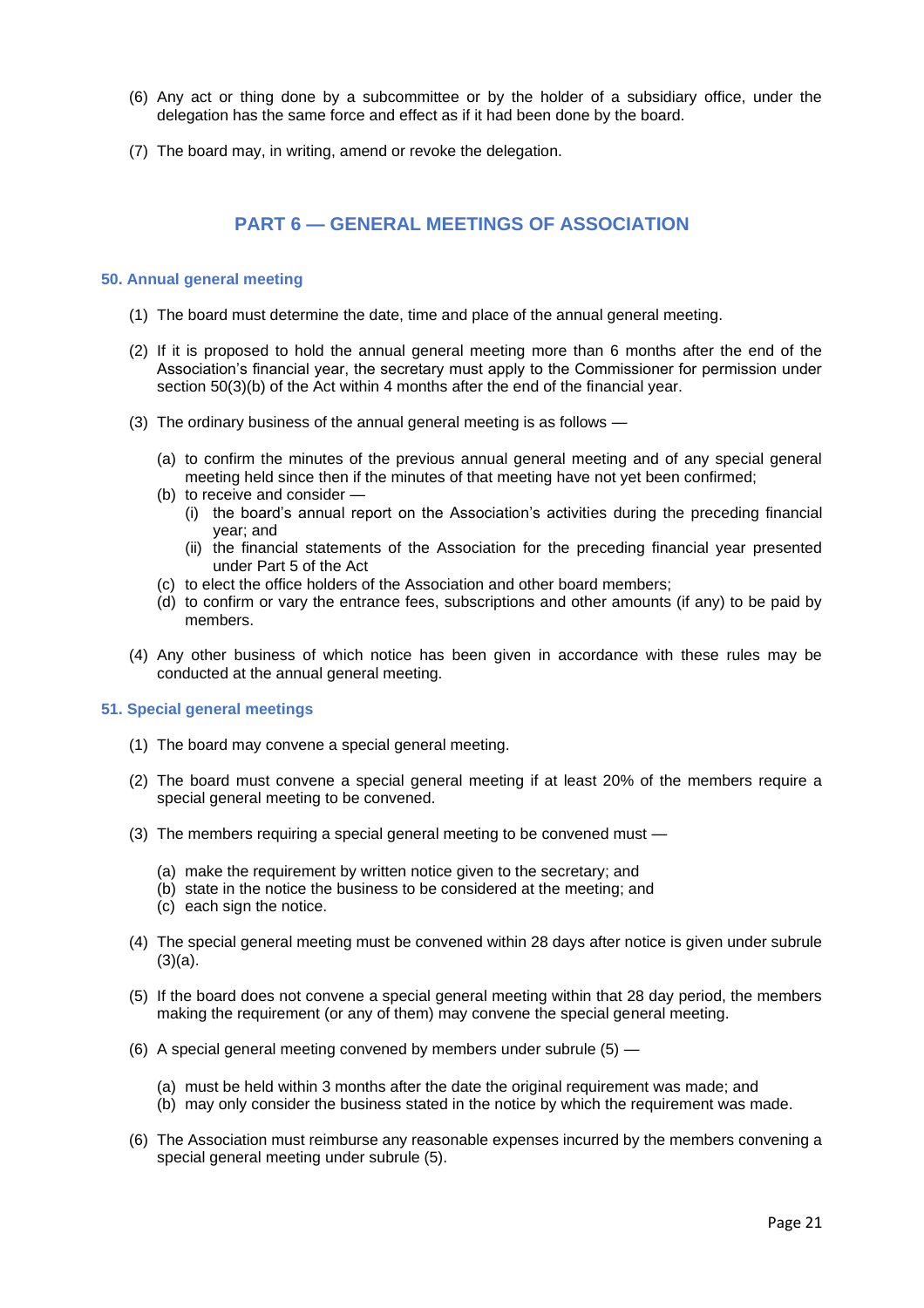(6) Any act or thing done by a subcommittee or by the holder of a subsidiary office, under the delegation has the same force and effect as if it had been done by the board.

(7) The board may, in writing, amend or revoke the delegation.

## PART 6 — GENERAL MEETINGS OF ASSOCIATION

### 50. Annual general meeting

(1) The board must determine the date, time and place of the annual general meeting.

(2) If it is proposed to hold the annual general meeting more than 6 months after the end of the Association's financial year, the secretary must apply to the Commissioner for permission under section 50(3)(b) of the Act within 4 months after the end of the financial year.

(3) The ordinary business of the annual general meeting is as follows —

- (a) to confirm the minutes of the previous annual general meeting and of any special general meeting held since then if the minutes of that meeting have not yet been confirmed;
- (b) to receive and consider —
  - (i) the board's annual report on the Association's activities during the preceding financial year; and
  - (ii) the financial statements of the Association for the preceding financial year presented under Part 5 of the Act
- (c) to elect the office holders of the Association and other board members;
- (d) to confirm or vary the entrance fees, subscriptions and other amounts (if any) to be paid by members.

(4) Any other business of which notice has been given in accordance with these rules may be conducted at the annual general meeting.

### 51. Special general meetings

(1) The board may convene a special general meeting.

(2) The board must convene a special general meeting if at least 20% of the members require a special general meeting to be convened.

(3) The members requiring a special general meeting to be convened must —

- (a) make the requirement by written notice given to the secretary; and
- (b) state in the notice the business to be considered at the meeting; and
- (c) each sign the notice.

(4) The special general meeting must be convened within 28 days after notice is given under subrule (3)(a).

(5) If the board does not convene a special general meeting within that 28 day period, the members making the requirement (or any of them) may convene the special general meeting.

(6) A special general meeting convened by members under subrule (5) —

- (a) must be held within 3 months after the date the original requirement was made; and
- (b) may only consider the business stated in the notice by which the requirement was made.

(6) The Association must reimburse any reasonable expenses incurred by the members convening a special general meeting under subrule (5).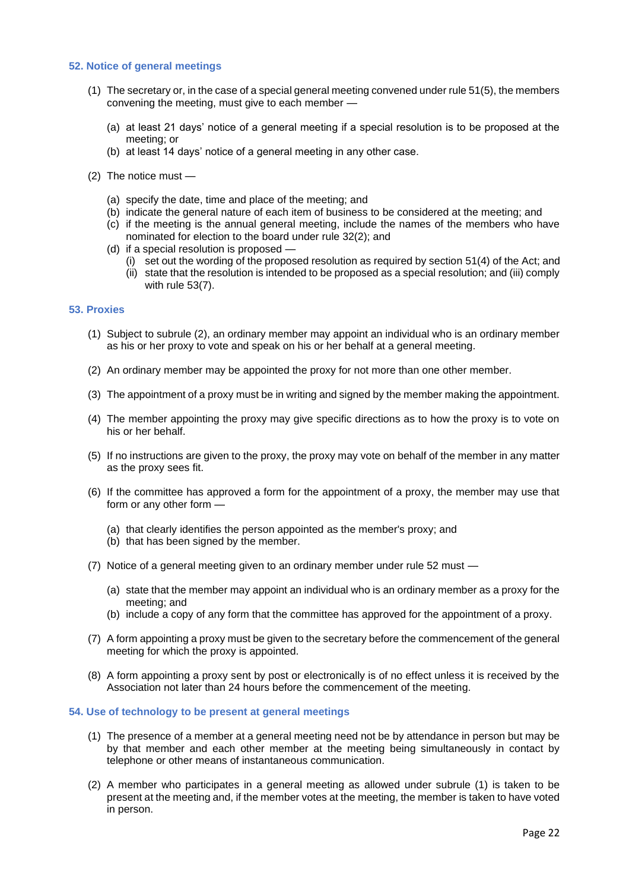### 52. Notice of general meetings

(1) The secretary or, in the case of a special general meeting convened under rule 51(5), the members convening the meeting, must give to each member —

(a) at least 21 days' notice of a general meeting if a special resolution is to be proposed at the meeting; or
(b) at least 14 days' notice of a general meeting in any other case.

(2) The notice must —

(a) specify the date, time and place of the meeting; and
(b) indicate the general nature of each item of business to be considered at the meeting; and
(c) if the meeting is the annual general meeting, include the names of the members who have nominated for election to the board under rule 32(2); and
(d) if a special resolution is proposed —
  (i) set out the wording of the proposed resolution as required by section 51(4) of the Act; and
  (ii) state that the resolution is intended to be proposed as a special resolution; and (iii) comply with rule 53(7).

### 53. Proxies

(1) Subject to subrule (2), an ordinary member may appoint an individual who is an ordinary member as his or her proxy to vote and speak on his or her behalf at a general meeting.

(2) An ordinary member may be appointed the proxy for not more than one other member.

(3) The appointment of a proxy must be in writing and signed by the member making the appointment.

(4) The member appointing the proxy may give specific directions as to how the proxy is to vote on his or her behalf.

(5) If no instructions are given to the proxy, the proxy may vote on behalf of the member in any matter as the proxy sees fit.

(6) If the committee has approved a form for the appointment of a proxy, the member may use that form or any other form —

(a) that clearly identifies the person appointed as the member's proxy; and
(b) that has been signed by the member.

(7) Notice of a general meeting given to an ordinary member under rule 52 must —

(a) state that the member may appoint an individual who is an ordinary member as a proxy for the meeting; and
(b) include a copy of any form that the committee has approved for the appointment of a proxy.

(7) A form appointing a proxy must be given to the secretary before the commencement of the general meeting for which the proxy is appointed.

(8) A form appointing a proxy sent by post or electronically is of no effect unless it is received by the Association not later than 24 hours before the commencement of the meeting.

### 54. Use of technology to be present at general meetings

(1) The presence of a member at a general meeting need not be by attendance in person but may be by that member and each other member at the meeting being simultaneously in contact by telephone or other means of instantaneous communication.

(2) A member who participates in a general meeting as allowed under subrule (1) is taken to be present at the meeting and, if the member votes at the meeting, the member is taken to have voted in person.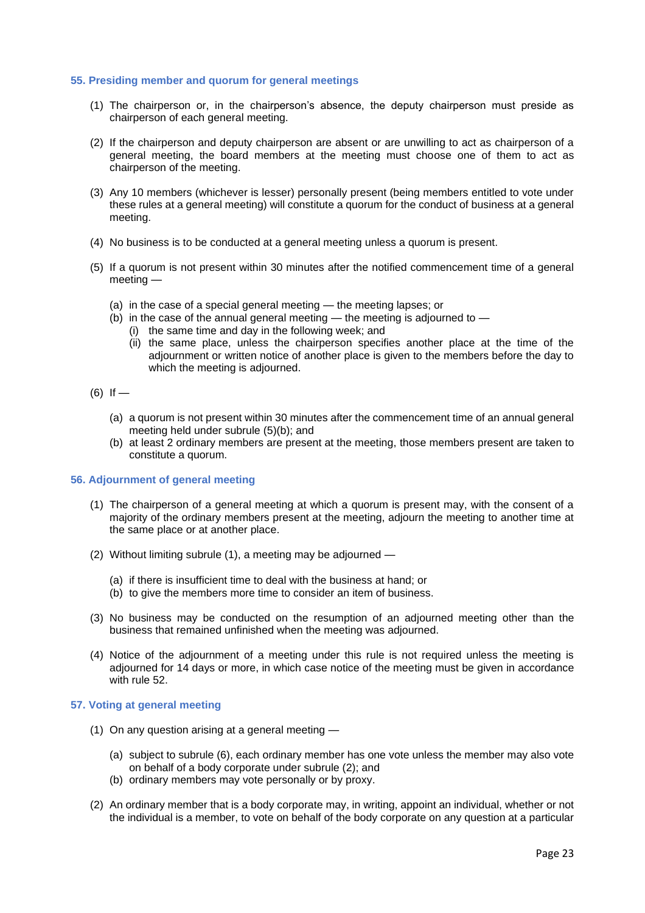### 55. Presiding member and quorum for general meetings

(1) The chairperson or, in the chairperson's absence, the deputy chairperson must preside as chairperson of each general meeting.

(2) If the chairperson and deputy chairperson are absent or are unwilling to act as chairperson of a general meeting, the board members at the meeting must choose one of them to act as chairperson of the meeting.

(3) Any 10 members (whichever is lesser) personally present (being members entitled to vote under these rules at a general meeting) will constitute a quorum for the conduct of business at a general meeting.

(4) No business is to be conducted at a general meeting unless a quorum is present.

(5) If a quorum is not present within 30 minutes after the notified commencement time of a general meeting —

- (a) in the case of a special general meeting — the meeting lapses; or
- (b) in the case of the annual general meeting — the meeting is adjourned to —
  - (i) the same time and day in the following week; and
  - (ii) the same place, unless the chairperson specifies another place at the time of the adjournment or written notice of another place is given to the members before the day to which the meeting is adjourned.

(6) If —

- (a) a quorum is not present within 30 minutes after the commencement time of an annual general meeting held under subrule (5)(b); and
- (b) at least 2 ordinary members are present at the meeting, those members present are taken to constitute a quorum.

### 56. Adjournment of general meeting

(1) The chairperson of a general meeting at which a quorum is present may, with the consent of a majority of the ordinary members present at the meeting, adjourn the meeting to another time at the same place or at another place.

(2) Without limiting subrule (1), a meeting may be adjourned —

- (a) if there is insufficient time to deal with the business at hand; or
- (b) to give the members more time to consider an item of business.

(3) No business may be conducted on the resumption of an adjourned meeting other than the business that remained unfinished when the meeting was adjourned.

(4) Notice of the adjournment of a meeting under this rule is not required unless the meeting is adjourned for 14 days or more, in which case notice of the meeting must be given in accordance with rule 52.

### 57. Voting at general meeting

(1) On any question arising at a general meeting —

- (a) subject to subrule (6), each ordinary member has one vote unless the member may also vote on behalf of a body corporate under subrule (2); and
- (b) ordinary members may vote personally or by proxy.

(2) An ordinary member that is a body corporate may, in writing, appoint an individual, whether or not the individual is a member, to vote on behalf of the body corporate on any question at a particular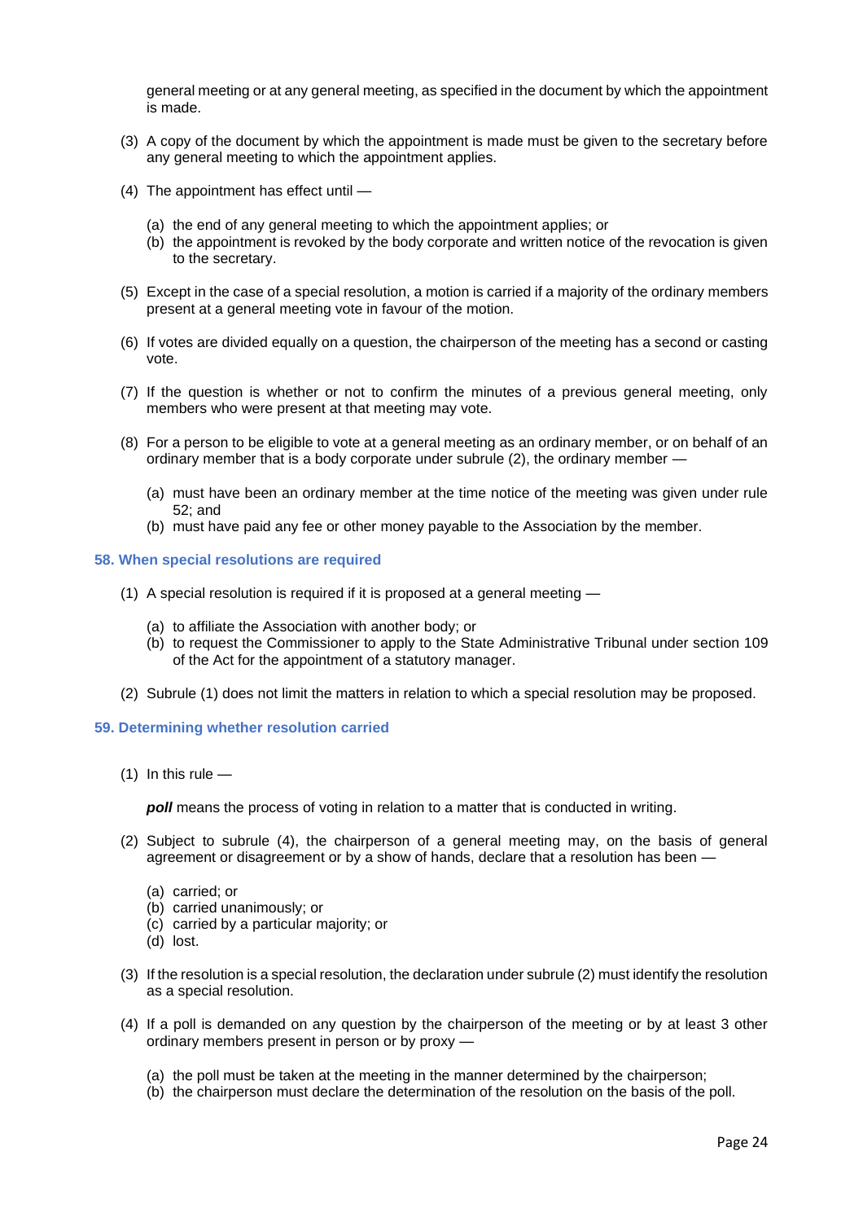general meeting or at any general meeting, as specified in the document by which the appointment is made.

(3) A copy of the document by which the appointment is made must be given to the secretary before any general meeting to which the appointment applies.

(4) The appointment has effect until —

(a) the end of any general meeting to which the appointment applies; or
(b) the appointment is revoked by the body corporate and written notice of the revocation is given to the secretary.

(5) Except in the case of a special resolution, a motion is carried if a majority of the ordinary members present at a general meeting vote in favour of the motion.

(6) If votes are divided equally on a question, the chairperson of the meeting has a second or casting vote.

(7) If the question is whether or not to confirm the minutes of a previous general meeting, only members who were present at that meeting may vote.

(8) For a person to be eligible to vote at a general meeting as an ordinary member, or on behalf of an ordinary member that is a body corporate under subrule (2), the ordinary member —

(a) must have been an ordinary member at the time notice of the meeting was given under rule 52; and
(b) must have paid any fee or other money payable to the Association by the member.

### 58. When special resolutions are required

(1) A special resolution is required if it is proposed at a general meeting —

(a) to affiliate the Association with another body; or
(b) to request the Commissioner to apply to the State Administrative Tribunal under section 109 of the Act for the appointment of a statutory manager.

(2) Subrule (1) does not limit the matters in relation to which a special resolution may be proposed.

### 59. Determining whether resolution carried

(1) In this rule —

***poll*** means the process of voting in relation to a matter that is conducted in writing.

(2) Subject to subrule (4), the chairperson of a general meeting may, on the basis of general agreement or disagreement or by a show of hands, declare that a resolution has been —

(a) carried; or
(b) carried unanimously; or
(c) carried by a particular majority; or
(d) lost.

(3) If the resolution is a special resolution, the declaration under subrule (2) must identify the resolution as a special resolution.

(4) If a poll is demanded on any question by the chairperson of the meeting or by at least 3 other ordinary members present in person or by proxy —

(a) the poll must be taken at the meeting in the manner determined by the chairperson;
(b) the chairperson must declare the determination of the resolution on the basis of the poll.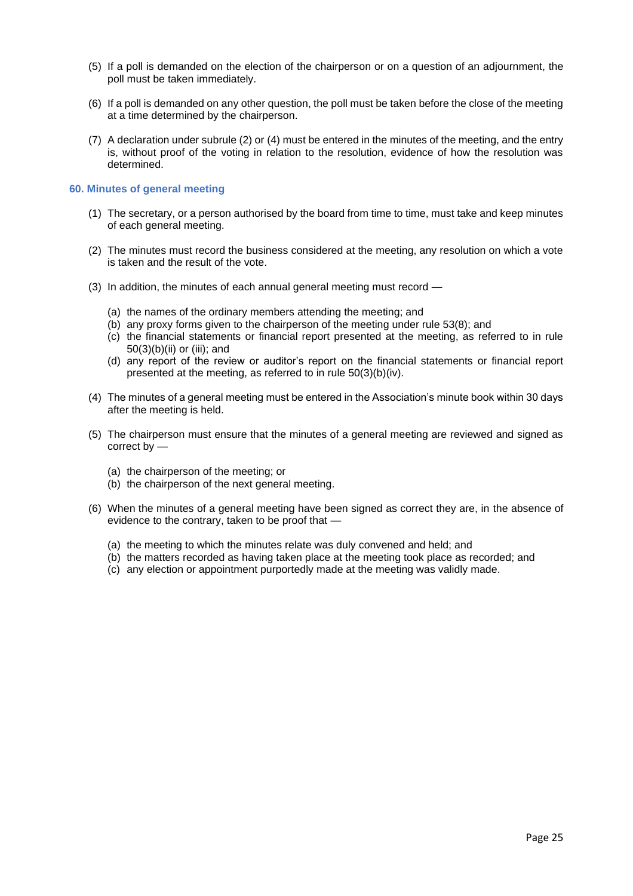(5) If a poll is demanded on the election of the chairperson or on a question of an adjournment, the poll must be taken immediately.

(6) If a poll is demanded on any other question, the poll must be taken before the close of the meeting at a time determined by the chairperson.

(7) A declaration under subrule (2) or (4) must be entered in the minutes of the meeting, and the entry is, without proof of the voting in relation to the resolution, evidence of how the resolution was determined.

### 60. Minutes of general meeting

(1) The secretary, or a person authorised by the board from time to time, must take and keep minutes of each general meeting.

(2) The minutes must record the business considered at the meeting, any resolution on which a vote is taken and the result of the vote.

(3) In addition, the minutes of each annual general meeting must record —

   (a) the names of the ordinary members attending the meeting; and
   (b) any proxy forms given to the chairperson of the meeting under rule 53(8); and
   (c) the financial statements or financial report presented at the meeting, as referred to in rule 50(3)(b)(ii) or (iii); and
   (d) any report of the review or auditor's report on the financial statements or financial report presented at the meeting, as referred to in rule 50(3)(b)(iv).

(4) The minutes of a general meeting must be entered in the Association's minute book within 30 days after the meeting is held.

(5) The chairperson must ensure that the minutes of a general meeting are reviewed and signed as correct by —

   (a) the chairperson of the meeting; or
   (b) the chairperson of the next general meeting.

(6) When the minutes of a general meeting have been signed as correct they are, in the absence of evidence to the contrary, taken to be proof that —

   (a) the meeting to which the minutes relate was duly convened and held; and
   (b) the matters recorded as having taken place at the meeting took place as recorded; and
   (c) any election or appointment purportedly made at the meeting was validly made.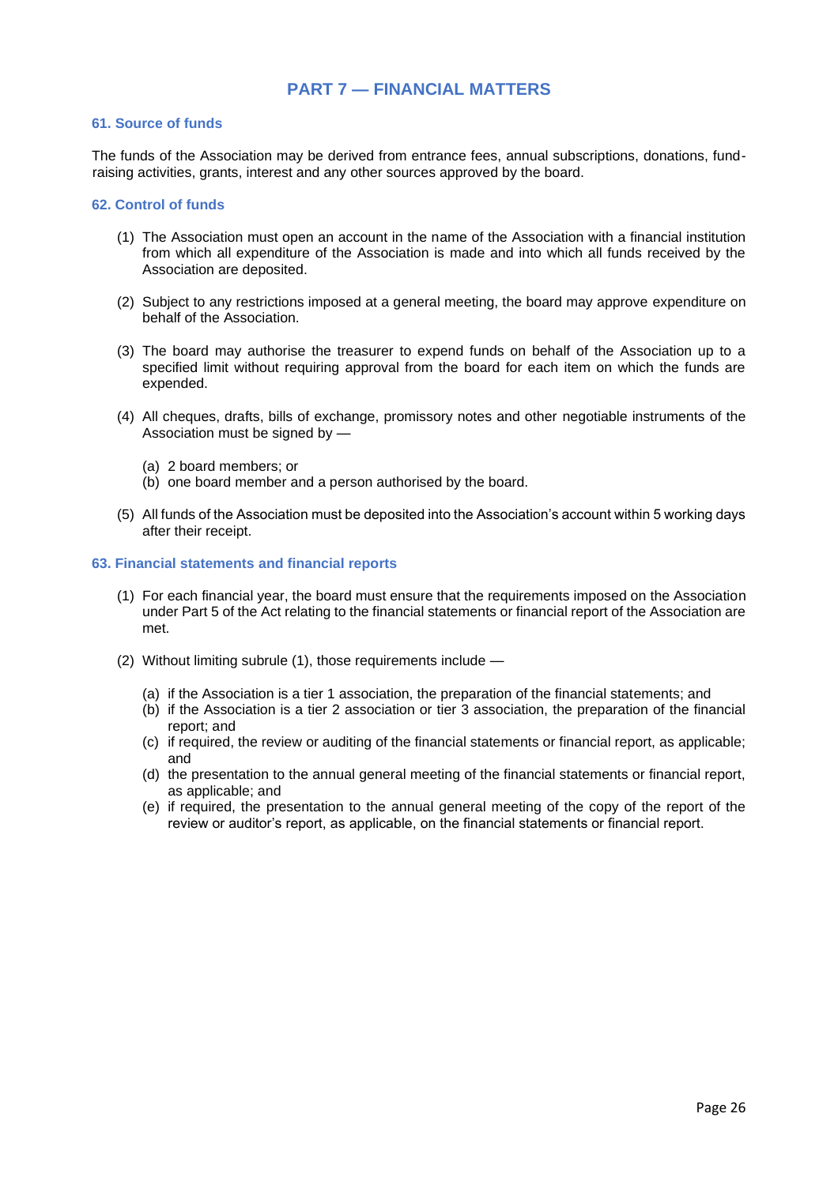# PART 7 — FINANCIAL MATTERS

### 61. Source of funds

The funds of the Association may be derived from entrance fees, annual subscriptions, donations, fund-raising activities, grants, interest and any other sources approved by the board.

### 62. Control of funds

(1) The Association must open an account in the name of the Association with a financial institution from which all expenditure of the Association is made and into which all funds received by the Association are deposited.

(2) Subject to any restrictions imposed at a general meeting, the board may approve expenditure on behalf of the Association.

(3) The board may authorise the treasurer to expend funds on behalf of the Association up to a specified limit without requiring approval from the board for each item on which the funds are expended.

(4) All cheques, drafts, bills of exchange, promissory notes and other negotiable instruments of the Association must be signed by —

- (a) 2 board members; or
- (b) one board member and a person authorised by the board.

(5) All funds of the Association must be deposited into the Association's account within 5 working days after their receipt.

### 63. Financial statements and financial reports

(1) For each financial year, the board must ensure that the requirements imposed on the Association under Part 5 of the Act relating to the financial statements or financial report of the Association are met.

(2) Without limiting subrule (1), those requirements include —

- (a) if the Association is a tier 1 association, the preparation of the financial statements; and
- (b) if the Association is a tier 2 association or tier 3 association, the preparation of the financial report; and
- (c) if required, the review or auditing of the financial statements or financial report, as applicable; and
- (d) the presentation to the annual general meeting of the financial statements or financial report, as applicable; and
- (e) if required, the presentation to the annual general meeting of the copy of the report of the review or auditor's report, as applicable, on the financial statements or financial report.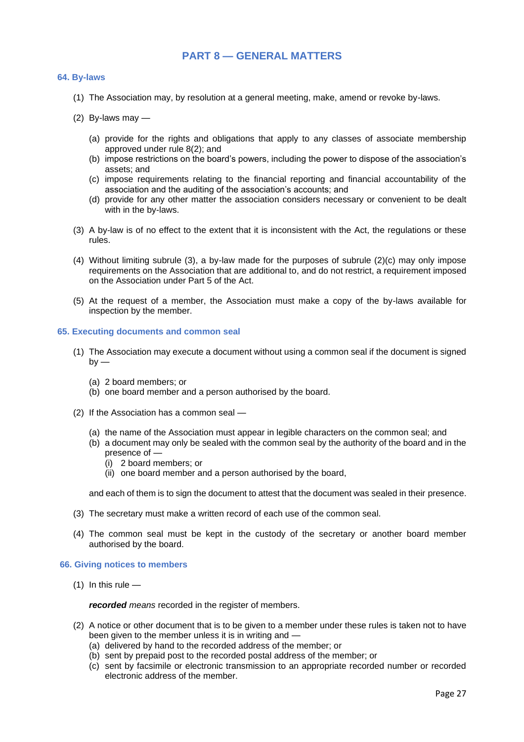# PART 8 — GENERAL MATTERS

### 64. By-laws

(1) The Association may, by resolution at a general meeting, make, amend or revoke by-laws.

(2) By-laws may —

- (a) provide for the rights and obligations that apply to any classes of associate membership approved under rule 8(2); and
- (b) impose restrictions on the board's powers, including the power to dispose of the association's assets; and
- (c) impose requirements relating to the financial reporting and financial accountability of the association and the auditing of the association's accounts; and
- (d) provide for any other matter the association considers necessary or convenient to be dealt with in the by-laws.

(3) A by-law is of no effect to the extent that it is inconsistent with the Act, the regulations or these rules.

(4) Without limiting subrule (3), a by-law made for the purposes of subrule (2)(c) may only impose requirements on the Association that are additional to, and do not restrict, a requirement imposed on the Association under Part 5 of the Act.

(5) At the request of a member, the Association must make a copy of the by-laws available for inspection by the member.

### 65. Executing documents and common seal

(1) The Association may execute a document without using a common seal if the document is signed by —

- (a) 2 board members; or
- (b) one board member and a person authorised by the board.

(2) If the Association has a common seal —

- (a) the name of the Association must appear in legible characters on the common seal; and
- (b) a document may only be sealed with the common seal by the authority of the board and in the presence of —
  - (i) 2 board members; or
  - (ii) one board member and a person authorised by the board,

and each of them is to sign the document to attest that the document was sealed in their presence.

(3) The secretary must make a written record of each use of the common seal.

(4) The common seal must be kept in the custody of the secretary or another board member authorised by the board.

### 66. Giving notices to members

(1) In this rule —

***recorded*** *means* recorded in the register of members.

(2) A notice or other document that is to be given to a member under these rules is taken not to have been given to the member unless it is in writing and —

- (a) delivered by hand to the recorded address of the member; or
- (b) sent by prepaid post to the recorded postal address of the member; or
- (c) sent by facsimile or electronic transmission to an appropriate recorded number or recorded electronic address of the member.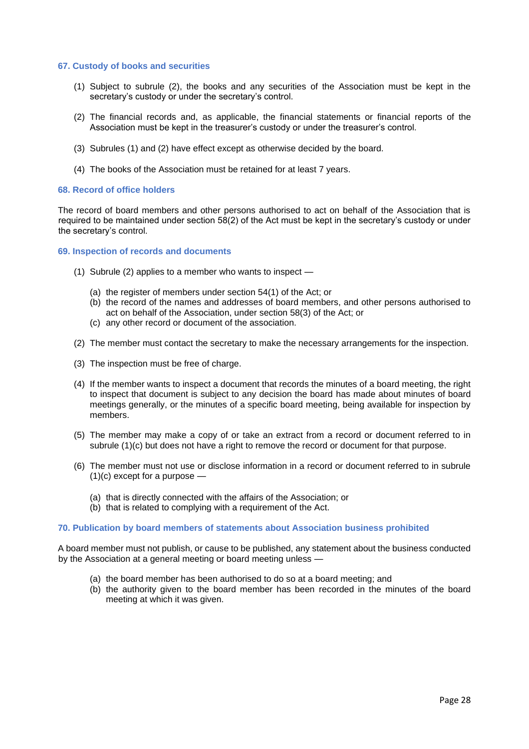### 67. Custody of books and securities

(1) Subject to subrule (2), the books and any securities of the Association must be kept in the secretary's custody or under the secretary's control.

(2) The financial records and, as applicable, the financial statements or financial reports of the Association must be kept in the treasurer's custody or under the treasurer's control.

(3) Subrules (1) and (2) have effect except as otherwise decided by the board.

(4) The books of the Association must be retained for at least 7 years.

### 68. Record of office holders

The record of board members and other persons authorised to act on behalf of the Association that is required to be maintained under section 58(2) of the Act must be kept in the secretary's custody or under the secretary's control.

### 69. Inspection of records and documents

(1) Subrule (2) applies to a member who wants to inspect —

  (a) the register of members under section 54(1) of the Act; or
  (b) the record of the names and addresses of board members, and other persons authorised to act on behalf of the Association, under section 58(3) of the Act; or
  (c) any other record or document of the association.

(2) The member must contact the secretary to make the necessary arrangements for the inspection.

(3) The inspection must be free of charge.

(4) If the member wants to inspect a document that records the minutes of a board meeting, the right to inspect that document is subject to any decision the board has made about minutes of board meetings generally, or the minutes of a specific board meeting, being available for inspection by members.

(5) The member may make a copy of or take an extract from a record or document referred to in subrule (1)(c) but does not have a right to remove the record or document for that purpose.

(6) The member must not use or disclose information in a record or document referred to in subrule (1)(c) except for a purpose —

  (a) that is directly connected with the affairs of the Association; or
  (b) that is related to complying with a requirement of the Act.

### 70. Publication by board members of statements about Association business prohibited

A board member must not publish, or cause to be published, any statement about the business conducted by the Association at a general meeting or board meeting unless —

  (a) the board member has been authorised to do so at a board meeting; and
  (b) the authority given to the board member has been recorded in the minutes of the board meeting at which it was given.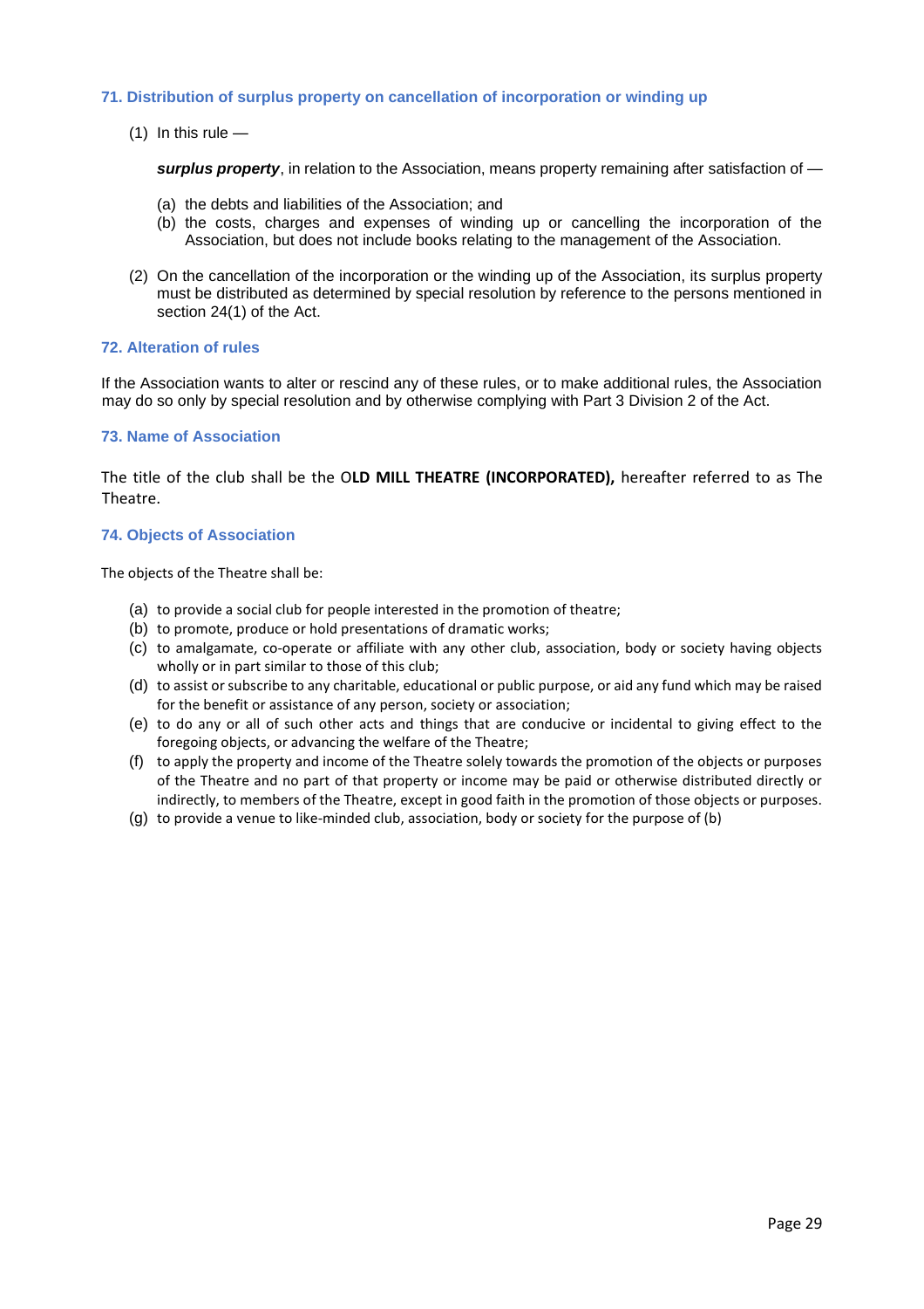## 71. Distribution of surplus property on cancellation of incorporation or winding up

(1) In this rule —

***surplus property***, in relation to the Association, means property remaining after satisfaction of —

(a) the debts and liabilities of the Association; and
(b) the costs, charges and expenses of winding up or cancelling the incorporation of the Association, but does not include books relating to the management of the Association.

(2) On the cancellation of the incorporation or the winding up of the Association, its surplus property must be distributed as determined by special resolution by reference to the persons mentioned in section 24(1) of the Act.

## 72. Alteration of rules

If the Association wants to alter or rescind any of these rules, or to make additional rules, the Association may do so only by special resolution and by otherwise complying with Part 3 Division 2 of the Act.

## 73. Name of Association

The title of the club shall be the O**LD MILL THEATRE (INCORPORATED),** hereafter referred to as The Theatre.

## 74. Objects of Association

The objects of the Theatre shall be:

(a) to provide a social club for people interested in the promotion of theatre;
(b) to promote, produce or hold presentations of dramatic works;
(c) to amalgamate, co-operate or affiliate with any other club, association, body or society having objects wholly or in part similar to those of this club;
(d) to assist or subscribe to any charitable, educational or public purpose, or aid any fund which may be raised for the benefit or assistance of any person, society or association;
(e) to do any or all of such other acts and things that are conducive or incidental to giving effect to the foregoing objects, or advancing the welfare of the Theatre;
(f) to apply the property and income of the Theatre solely towards the promotion of the objects or purposes of the Theatre and no part of that property or income may be paid or otherwise distributed directly or indirectly, to members of the Theatre, except in good faith in the promotion of those objects or purposes.
(g) to provide a venue to like-minded club, association, body or society for the purpose of (b)